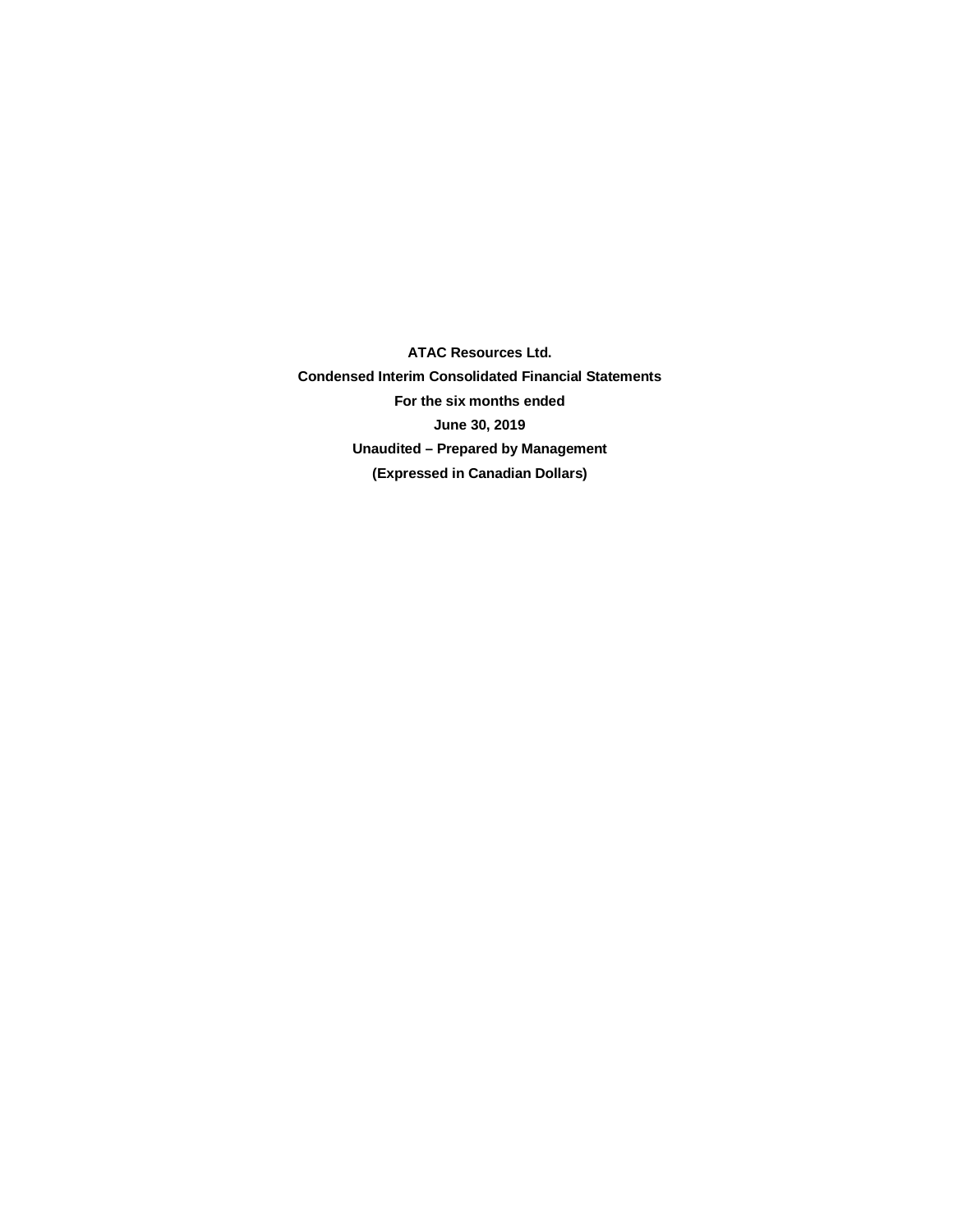**ATAC Resources Ltd.**

**Condensed Interim Consolidated Financial Statements**

**For the six months ended**

**June 30, 2019**

**Unaudited – Prepared by Management**

**(Expressed in Canadian Dollars)**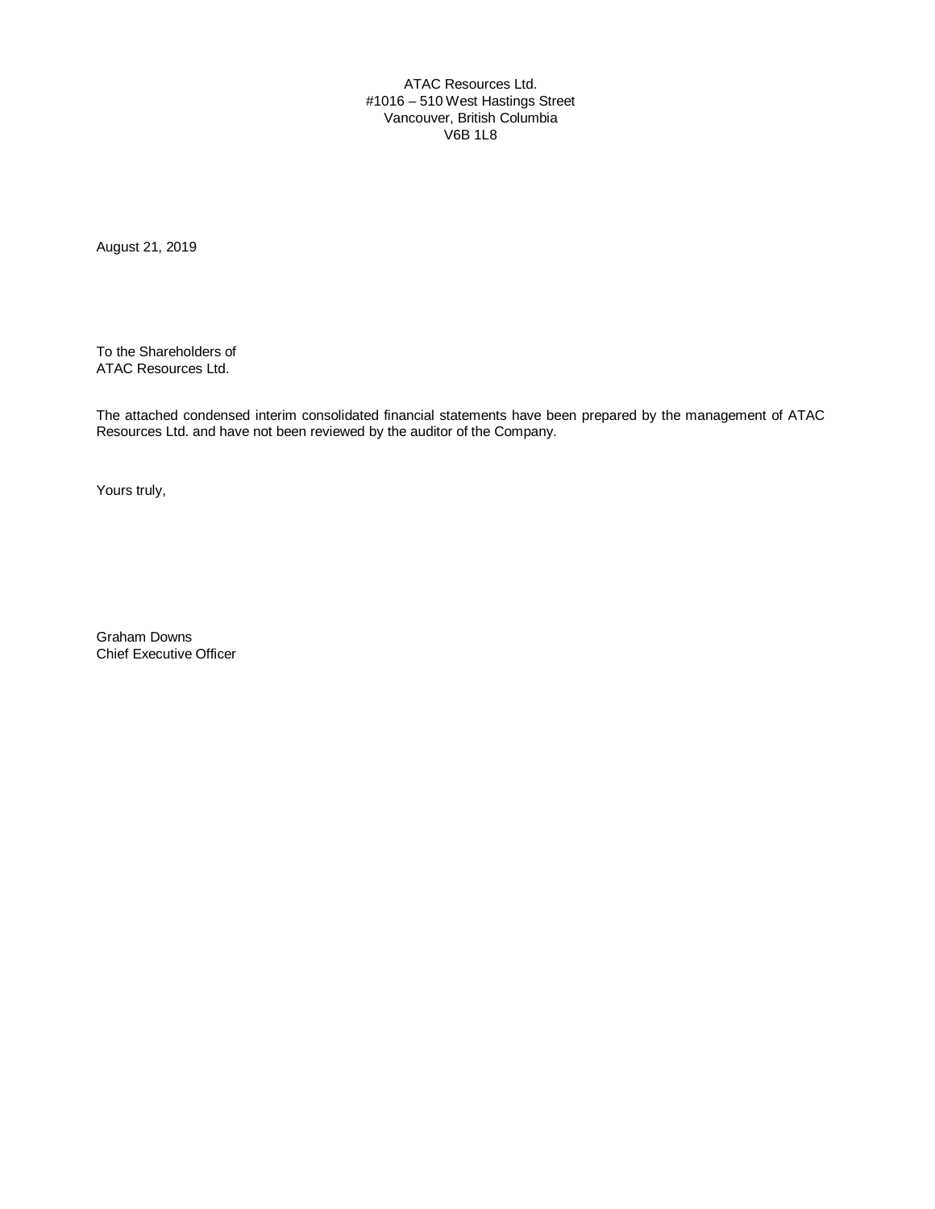ATAC Resources Ltd.
#1016 – 510 West Hastings Street
Vancouver, British Columbia
V6B 1L8

August 21, 2019

To the Shareholders of
ATAC Resources Ltd.

The attached condensed interim consolidated financial statements have been prepared by the management of ATAC Resources Ltd. and have not been reviewed by the auditor of the Company.

Yours truly,

Graham Downs
Chief Executive Officer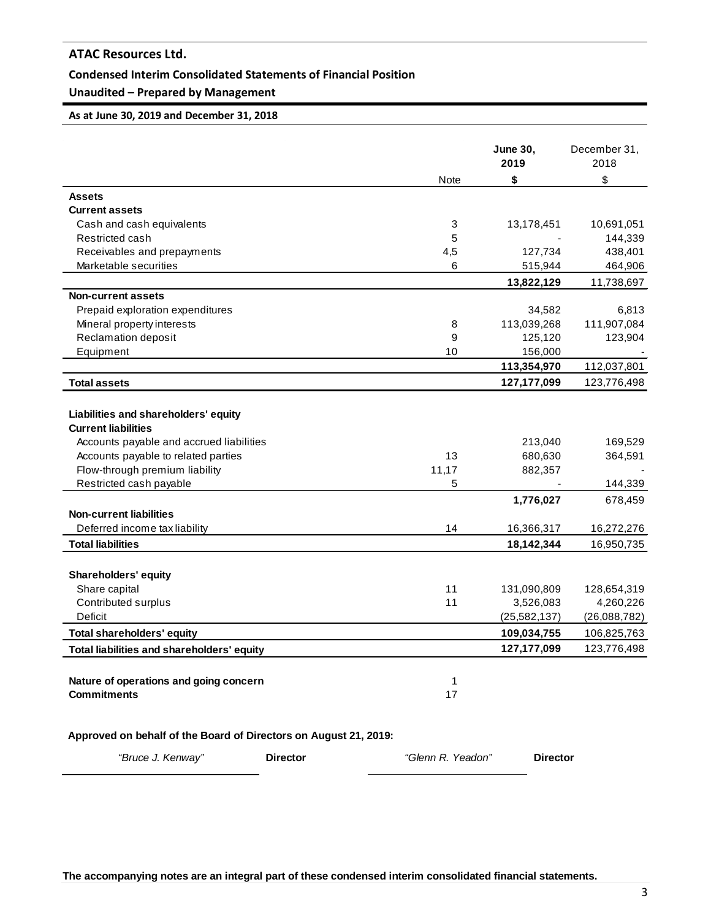# ATAC Resources Ltd.

## Condensed Interim Consolidated Statements of Financial Position

### Unaudited – Prepared by Management

**As at June 30, 2019 and December 31, 2018**

| | Note | **June 30, 2019** | December 31, 2018 |
|---|---|---|---|
| | | **$** | $ |
| **Assets** | | | |
| **Current assets** | | | |
| Cash and cash equivalents | 3 | 13,178,451 | 10,691,051 |
| Restricted cash | 5 | - | 144,339 |
| Receivables and prepayments | 4,5 | 127,734 | 438,401 |
| Marketable securities | 6 | 515,944 | 464,906 |
| | | **13,822,129** | 11,738,697 |
| **Non-current assets** | | | |
| Prepaid exploration expenditures | | 34,582 | 6,813 |
| Mineral property interests | 8 | 113,039,268 | 111,907,084 |
| Reclamation deposit | 9 | 125,120 | 123,904 |
| Equipment | 10 | 156,000 | - |
| | | **113,354,970** | 112,037,801 |
| **Total assets** | | **127,177,099** | 123,776,498 |
| | | | |
| **Liabilities and shareholders' equity** | | | |
| **Current liabilities** | | | |
| Accounts payable and accrued liabilities | | 213,040 | 169,529 |
| Accounts payable to related parties | 13 | 680,630 | 364,591 |
| Flow-through premium liability | 11,17 | 882,357 | - |
| Restricted cash payable | 5 | - | 144,339 |
| | | **1,776,027** | 678,459 |
| **Non-current liabilities** | | | |
| Deferred income tax liability | 14 | 16,366,317 | 16,272,276 |
| **Total liabilities** | | **18,142,344** | 16,950,735 |
| | | | |
| **Shareholders' equity** | | | |
| Share capital | 11 | 131,090,809 | 128,654,319 |
| Contributed surplus | 11 | 3,526,083 | 4,260,226 |
| Deficit | | (25,582,137) | (26,088,782) |
| **Total shareholders' equity** | | **109,034,755** | 106,825,763 |
| **Total liabilities and shareholders' equity** | | **127,177,099** | 123,776,498 |
| | | | |
| **Nature of operations and going concern** | 1 | | |
| **Commitments** | 17 | | |

**Approved on behalf of the Board of Directors on August 21, 2019:**

*"Bruce J. Kenway"* **Director** *"Glenn R. Yeadon"* **Director**

**The accompanying notes are an integral part of these condensed interim consolidated financial statements.**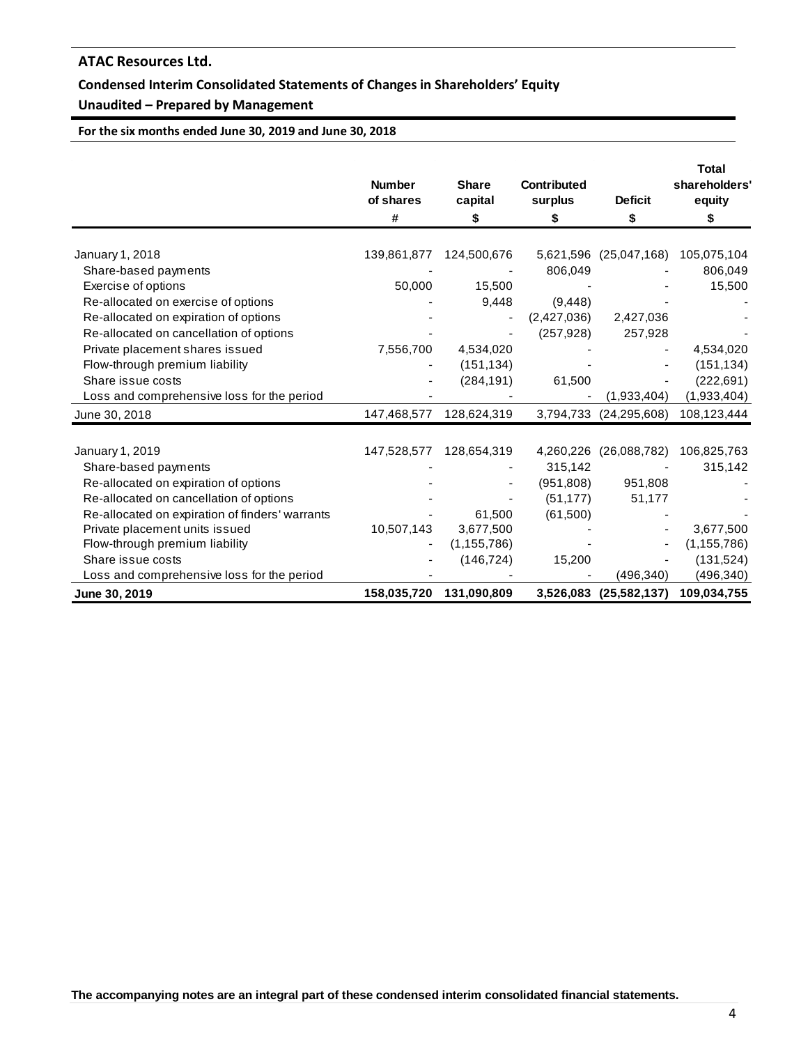# ATAC Resources Ltd.

## Condensed Interim Consolidated Statements of Changes in Shareholders' Equity

### Unaudited – Prepared by Management

**For the six months ended June 30, 2019 and June 30, 2018**

| | Number of shares | Share capital | Contributed surplus | Deficit | Total shareholders' equity |
|---|---|---|---|---|---|
| | # | $ | $ | $ | $ |
| January 1, 2018 | 139,861,877 | 124,500,676 | 5,621,596 | (25,047,168) | 105,075,104 |
| Share-based payments | - | - | 806,049 | - | 806,049 |
| Exercise of options | 50,000 | 15,500 | - | - | 15,500 |
| Re-allocated on exercise of options | - | 9,448 | (9,448) | - | - |
| Re-allocated on expiration of options | - | - | (2,427,036) | 2,427,036 | - |
| Re-allocated on cancellation of options | - | - | (257,928) | 257,928 | - |
| Private placement shares issued | 7,556,700 | 4,534,020 | - | - | 4,534,020 |
| Flow-through premium liability | - | (151,134) | - | - | (151,134) |
| Share issue costs | - | (284,191) | 61,500 | - | (222,691) |
| Loss and comprehensive loss for the period | - | - | - | (1,933,404) | (1,933,404) |
| June 30, 2018 | 147,468,577 | 128,624,319 | 3,794,733 | (24,295,608) | 108,123,444 |
| | | | | | |
| January 1, 2019 | 147,528,577 | 128,654,319 | 4,260,226 | (26,088,782) | 106,825,763 |
| Share-based payments | - | - | 315,142 | - | 315,142 |
| Re-allocated on expiration of options | - | - | (951,808) | 951,808 | - |
| Re-allocated on cancellation of options | - | - | (51,177) | 51,177 | - |
| Re-allocated on expiration of finders' warrants | - | 61,500 | (61,500) | - | - |
| Private placement units issued | 10,507,143 | 3,677,500 | - | - | 3,677,500 |
| Flow-through premium liability | - | (1,155,786) | - | - | (1,155,786) |
| Share issue costs | - | (146,724) | 15,200 | - | (131,524) |
| Loss and comprehensive loss for the period | - | - | - | (496,340) | (496,340) |
| **June 30, 2019** | **158,035,720** | **131,090,809** | **3,526,083** | **(25,582,137)** | **109,034,755** |

**The accompanying notes are an integral part of these condensed interim consolidated financial statements.**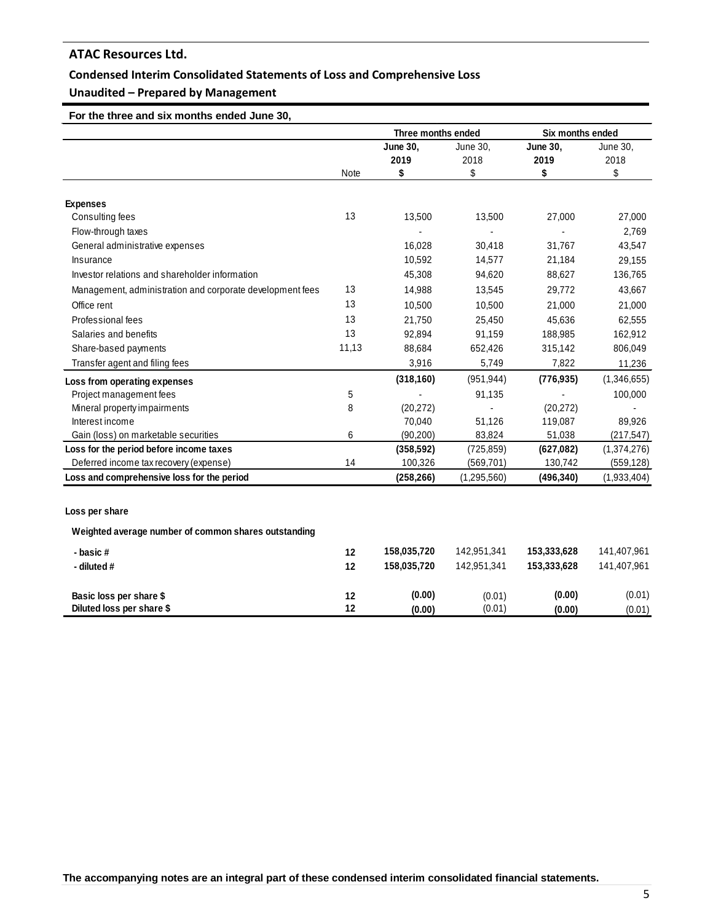## ATAC Resources Ltd.

### Condensed Interim Consolidated Statements of Loss and Comprehensive Loss

### Unaudited – Prepared by Management

**For the three and six months ended June 30,**

| | Note | Three months ended June 30, 2019 $ | Three months ended June 30, 2018 $ | Six months ended June 30, 2019 $ | Six months ended June 30, 2018 $ |
|---|---|---|---|---|---|
| **Expenses** | | | | | |
| Consulting fees | 13 | 13,500 | 13,500 | 27,000 | 27,000 |
| Flow-through taxes | | - | - | - | 2,769 |
| General administrative expenses | | 16,028 | 30,418 | 31,767 | 43,547 |
| Insurance | | 10,592 | 14,577 | 21,184 | 29,155 |
| Investor relations and shareholder information | | 45,308 | 94,620 | 88,627 | 136,765 |
| Management, administration and corporate development fees | 13 | 14,988 | 13,545 | 29,772 | 43,667 |
| Office rent | 13 | 10,500 | 10,500 | 21,000 | 21,000 |
| Professional fees | 13 | 21,750 | 25,450 | 45,636 | 62,555 |
| Salaries and benefits | 13 | 92,894 | 91,159 | 188,985 | 162,912 |
| Share-based payments | 11,13 | 88,684 | 652,426 | 315,142 | 806,049 |
| Transfer agent and filing fees | | 3,916 | 5,749 | 7,822 | 11,236 |
| **Loss from operating expenses** | | **(318,160)** | (951,944) | **(776,935)** | (1,346,655) |
| Project management fees | 5 | - | 91,135 | - | 100,000 |
| Mineral property impairments | 8 | (20,272) | - | (20,272) | - |
| Interest income | | 70,040 | 51,126 | 119,087 | 89,926 |
| Gain (loss) on marketable securities | 6 | (90,200) | 83,824 | 51,038 | (217,547) |
| **Loss for the period before income taxes** | | **(358,592)** | (725,859) | **(627,082)** | (1,374,276) |
| Deferred income tax recovery (expense) | 14 | 100,326 | (569,701) | 130,742 | (559,128) |
| **Loss and comprehensive loss for the period** | | **(258,266)** | (1,295,560) | **(496,340)** | (1,933,404) |
| | | | | | |
| **Loss per share** | | | | | |
| **Weighted average number of common shares outstanding** | | | | | |
| **- basic #** | **12** | **158,035,720** | 142,951,341 | **153,333,628** | 141,407,961 |
| **- diluted #** | **12** | **158,035,720** | 142,951,341 | **153,333,628** | 141,407,961 |
| | | | | | |
| **Basic loss per share $** | **12** | **(0.00)** | (0.01) | **(0.00)** | (0.01) |
| **Diluted loss per share $** | **12** | **(0.00)** | (0.01) | **(0.00)** | (0.01) |

**The accompanying notes are an integral part of these condensed interim consolidated financial statements.**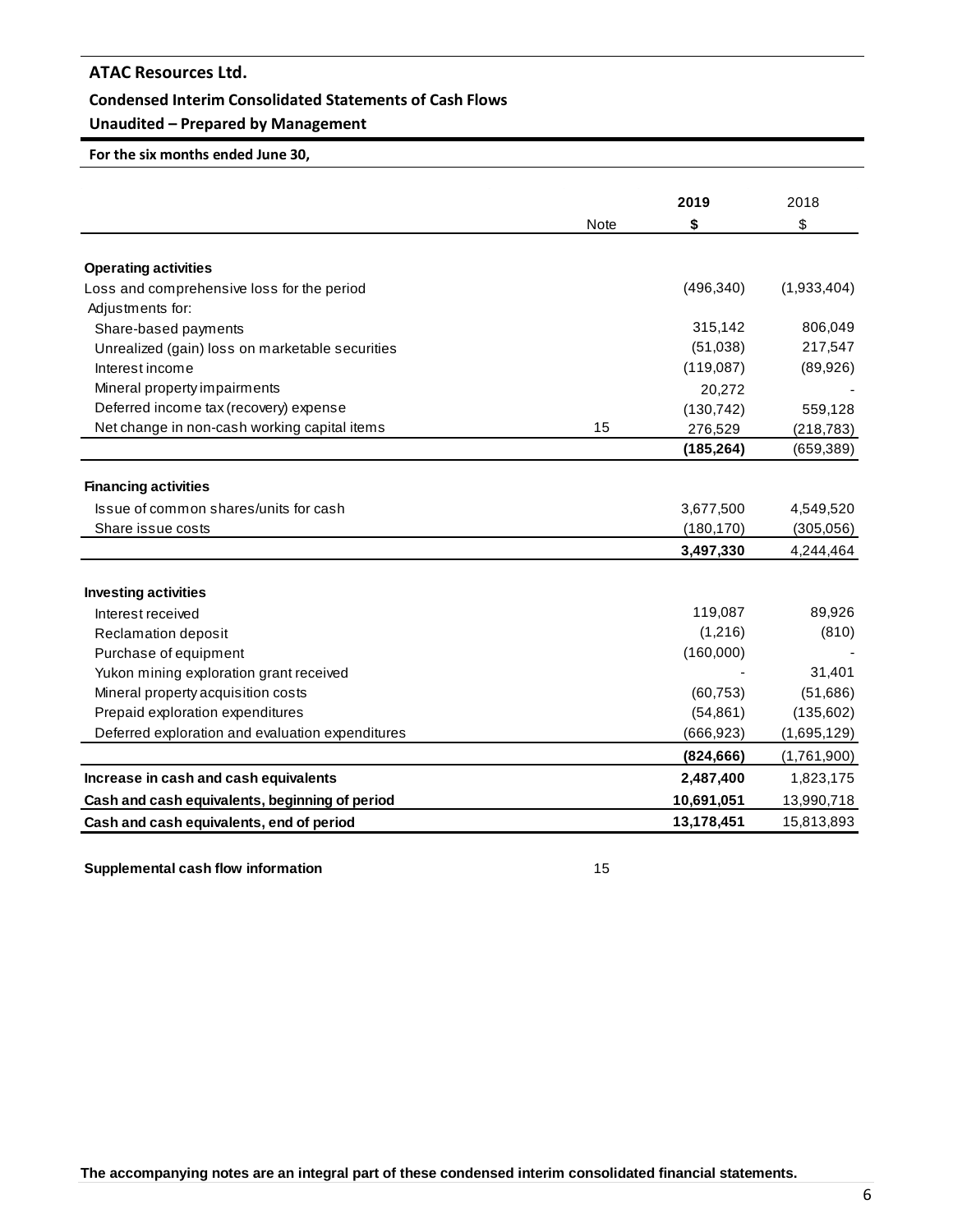**ATAC Resources Ltd.**

**Condensed Interim Consolidated Statements of Cash Flows**

**Unaudited – Prepared by Management**

**For the six months ended June 30,**

| | Note | **2019** | 2018 |
|---|---|---|---|
| | | **$** | $ |
| **Operating activities** | | | |
| Loss and comprehensive loss for the period | | (496,340) | (1,933,404) |
| Adjustments for: | | | |
| Share-based payments | | 315,142 | 806,049 |
| Unrealized (gain) loss on marketable securities | | (51,038) | 217,547 |
| Interest income | | (119,087) | (89,926) |
| Mineral property impairments | | 20,272 | - |
| Deferred income tax (recovery) expense | | (130,742) | 559,128 |
| Net change in non-cash working capital items | 15 | 276,529 | (218,783) |
| | | **(185,264)** | (659,389) |
| **Financing activities** | | | |
| Issue of common shares/units for cash | | 3,677,500 | 4,549,520 |
| Share issue costs | | (180,170) | (305,056) |
| | | **3,497,330** | 4,244,464 |
| **Investing activities** | | | |
| Interest received | | 119,087 | 89,926 |
| Reclamation deposit | | (1,216) | (810) |
| Purchase of equipment | | (160,000) | - |
| Yukon mining exploration grant received | | - | 31,401 |
| Mineral property acquisition costs | | (60,753) | (51,686) |
| Prepaid exploration expenditures | | (54,861) | (135,602) |
| Deferred exploration and evaluation expenditures | | (666,923) | (1,695,129) |
| | | **(824,666)** | (1,761,900) |
| **Increase in cash and cash equivalents** | | **2,487,400** | 1,823,175 |
| **Cash and cash equivalents, beginning of period** | | **10,691,051** | 13,990,718 |
| **Cash and cash equivalents, end of period** | | **13,178,451** | 15,813,893 |

**Supplemental cash flow information** 15

**The accompanying notes are an integral part of these condensed interim consolidated financial statements.**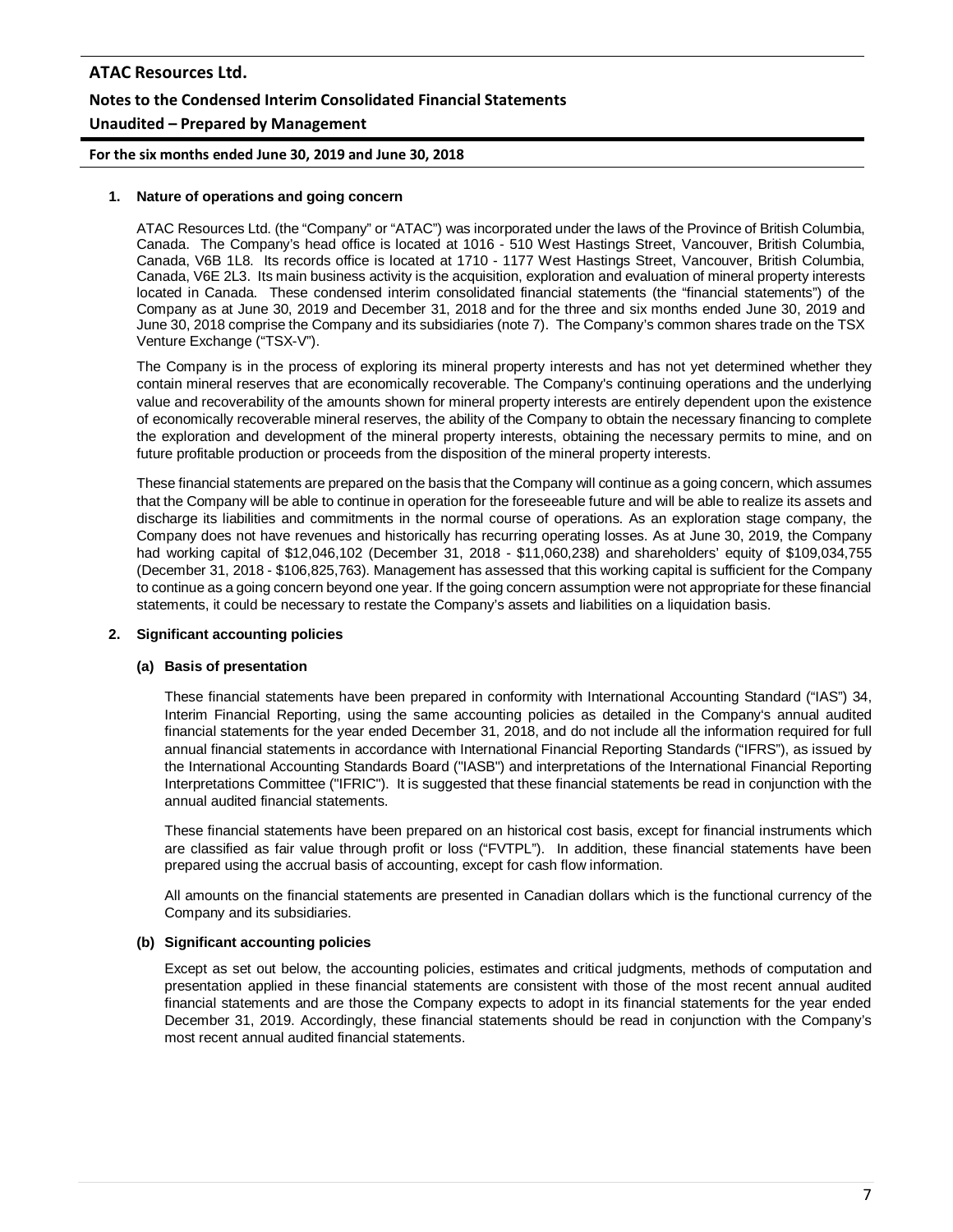## 1. Nature of operations and going concern

ATAC Resources Ltd. (the "Company" or "ATAC") was incorporated under the laws of the Province of British Columbia, Canada. The Company's head office is located at 1016 - 510 West Hastings Street, Vancouver, British Columbia, Canada, V6B 1L8. Its records office is located at 1710 - 1177 West Hastings Street, Vancouver, British Columbia, Canada, V6E 2L3. Its main business activity is the acquisition, exploration and evaluation of mineral property interests located in Canada. These condensed interim consolidated financial statements (the "financial statements") of the Company as at June 30, 2019 and December 31, 2018 and for the three and six months ended June 30, 2019 and June 30, 2018 comprise the Company and its subsidiaries (note 7). The Company's common shares trade on the TSX Venture Exchange ("TSX-V").

The Company is in the process of exploring its mineral property interests and has not yet determined whether they contain mineral reserves that are economically recoverable. The Company's continuing operations and the underlying value and recoverability of the amounts shown for mineral property interests are entirely dependent upon the existence of economically recoverable mineral reserves, the ability of the Company to obtain the necessary financing to complete the exploration and development of the mineral property interests, obtaining the necessary permits to mine, and on future profitable production or proceeds from the disposition of the mineral property interests.

These financial statements are prepared on the basis that the Company will continue as a going concern, which assumes that the Company will be able to continue in operation for the foreseeable future and will be able to realize its assets and discharge its liabilities and commitments in the normal course of operations. As an exploration stage company, the Company does not have revenues and historically has recurring operating losses. As at June 30, 2019, the Company had working capital of $12,046,102 (December 31, 2018 - $11,060,238) and shareholders' equity of $109,034,755 (December 31, 2018 - $106,825,763). Management has assessed that this working capital is sufficient for the Company to continue as a going concern beyond one year. If the going concern assumption were not appropriate for these financial statements, it could be necessary to restate the Company's assets and liabilities on a liquidation basis.

## 2. Significant accounting policies

### (a) Basis of presentation

These financial statements have been prepared in conformity with International Accounting Standard ("IAS") 34, Interim Financial Reporting, using the same accounting policies as detailed in the Company's annual audited financial statements for the year ended December 31, 2018, and do not include all the information required for full annual financial statements in accordance with International Financial Reporting Standards ("IFRS"), as issued by the International Accounting Standards Board ("IASB") and interpretations of the International Financial Reporting Interpretations Committee ("IFRIC"). It is suggested that these financial statements be read in conjunction with the annual audited financial statements.

These financial statements have been prepared on an historical cost basis, except for financial instruments which are classified as fair value through profit or loss ("FVTPL"). In addition, these financial statements have been prepared using the accrual basis of accounting, except for cash flow information.

All amounts on the financial statements are presented in Canadian dollars which is the functional currency of the Company and its subsidiaries.

### (b) Significant accounting policies

Except as set out below, the accounting policies, estimates and critical judgments, methods of computation and presentation applied in these financial statements are consistent with those of the most recent annual audited financial statements and are those the Company expects to adopt in its financial statements for the year ended December 31, 2019. Accordingly, these financial statements should be read in conjunction with the Company's most recent annual audited financial statements.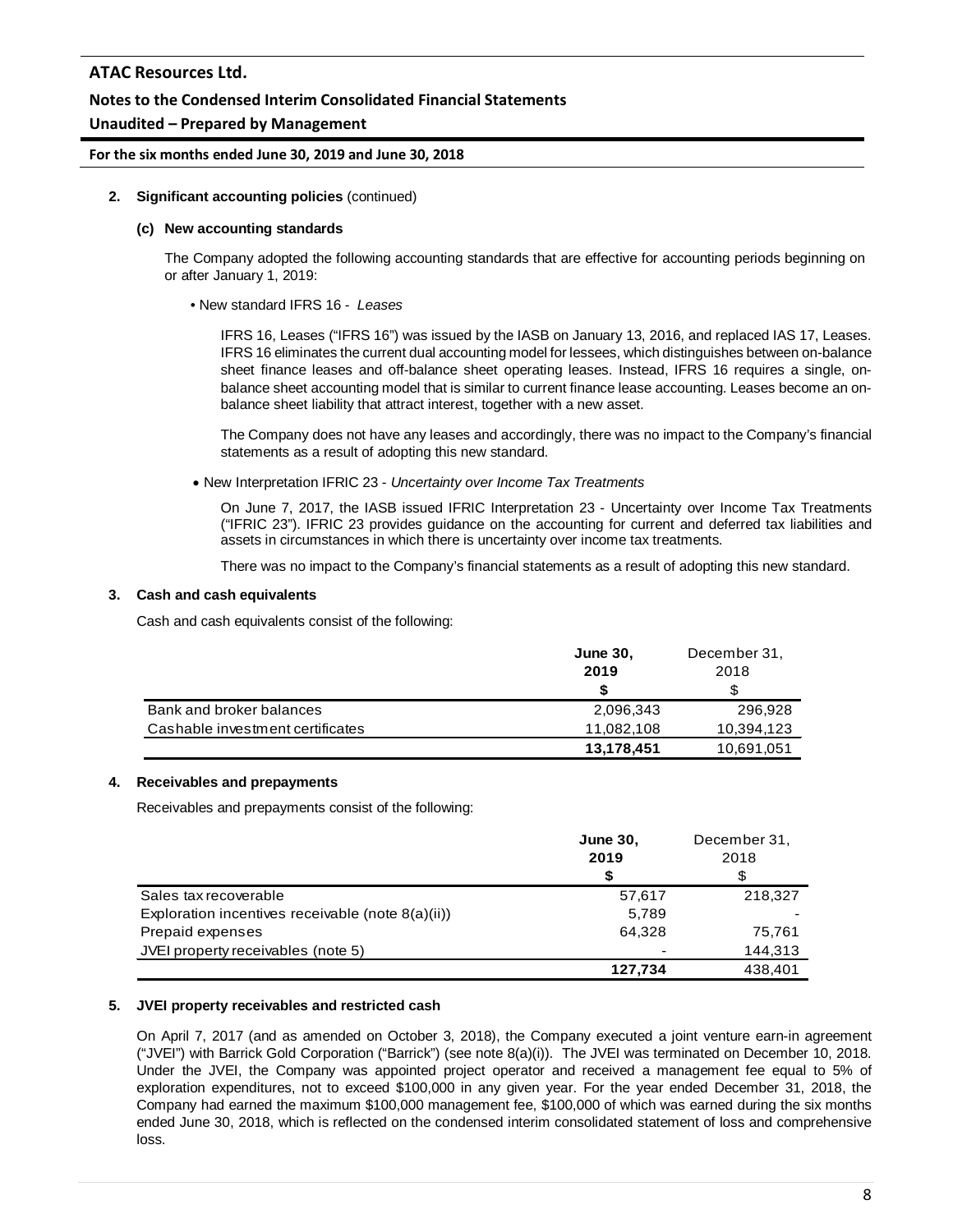**2. Significant accounting policies** (continued)

**(c) New accounting standards**

The Company adopted the following accounting standards that are effective for accounting periods beginning on or after January 1, 2019:

- New standard IFRS 16 - *Leases*

  IFRS 16, Leases ("IFRS 16") was issued by the IASB on January 13, 2016, and replaced IAS 17, Leases. IFRS 16 eliminates the current dual accounting model for lessees, which distinguishes between on-balance sheet finance leases and off-balance sheet operating leases. Instead, IFRS 16 requires a single, on-balance sheet accounting model that is similar to current finance lease accounting. Leases become an on-balance sheet liability that attract interest, together with a new asset.

  The Company does not have any leases and accordingly, there was no impact to the Company's financial statements as a result of adopting this new standard.

- New Interpretation IFRIC 23 - *Uncertainty over Income Tax Treatments*

  On June 7, 2017, the IASB issued IFRIC Interpretation 23 - Uncertainty over Income Tax Treatments ("IFRIC 23"). IFRIC 23 provides guidance on the accounting for current and deferred tax liabilities and assets in circumstances in which there is uncertainty over income tax treatments.

  There was no impact to the Company's financial statements as a result of adopting this new standard.

**3. Cash and cash equivalents**

Cash and cash equivalents consist of the following:

| | **June 30, 2019** | December 31, 2018 |
|---|---|---|
| | **$** | $ |
| Bank and broker balances | 2,096,343 | 296,928 |
| Cashable investment certificates | 11,082,108 | 10,394,123 |
| | **13,178,451** | 10,691,051 |

**4. Receivables and prepayments**

Receivables and prepayments consist of the following:

| | **June 30, 2019** | December 31, 2018 |
|---|---|---|
| | **$** | $ |
| Sales tax recoverable | 57,617 | 218,327 |
| Exploration incentives receivable (note 8(a)(ii)) | 5,789 | - |
| Prepaid expenses | 64,328 | 75,761 |
| JVEI property receivables (note 5) | - | 144,313 |
| | **127,734** | 438,401 |

**5. JVEI property receivables and restricted cash**

On April 7, 2017 (and as amended on October 3, 2018), the Company executed a joint venture earn-in agreement ("JVEI") with Barrick Gold Corporation ("Barrick") (see note 8(a)(i)). The JVEI was terminated on December 10, 2018. Under the JVEI, the Company was appointed project operator and received a management fee equal to 5% of exploration expenditures, not to exceed $100,000 in any given year. For the year ended December 31, 2018, the Company had earned the maximum $100,000 management fee, $100,000 of which was earned during the six months ended June 30, 2018, which is reflected on the condensed interim consolidated statement of loss and comprehensive loss.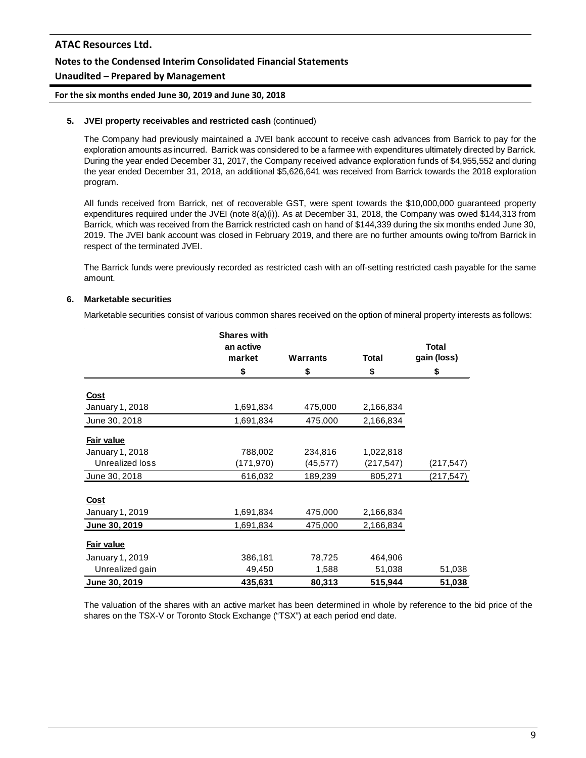### 5. JVEI property receivables and restricted cash (continued)

The Company had previously maintained a JVEI bank account to receive cash advances from Barrick to pay for the exploration amounts as incurred. Barrick was considered to be a farmee with expenditures ultimately directed by Barrick. During the year ended December 31, 2017, the Company received advance exploration funds of $4,955,552 and during the year ended December 31, 2018, an additional $5,626,641 was received from Barrick towards the 2018 exploration program.

All funds received from Barrick, net of recoverable GST, were spent towards the $10,000,000 guaranteed property expenditures required under the JVEI (note 8(a)(i)). As at December 31, 2018, the Company was owed $144,313 from Barrick, which was received from the Barrick restricted cash on hand of $144,339 during the six months ended June 30, 2019. The JVEI bank account was closed in February 2019, and there are no further amounts owing to/from Barrick in respect of the terminated JVEI.

The Barrick funds were previously recorded as restricted cash with an off-setting restricted cash payable for the same amount.

### 6. Marketable securities

Marketable securities consist of various common shares received on the option of mineral property interests as follows:

| | Shares with an active market | Warrants | Total | Total gain (loss) |
|---|---|---|---|---|
| | $ | $ | $ | $ |
| **Cost** | | | | |
| January 1, 2018 | 1,691,834 | 475,000 | 2,166,834 | |
| June 30, 2018 | 1,691,834 | 475,000 | 2,166,834 | |
| **Fair value** | | | | |
| January 1, 2018 | 788,002 | 234,816 | 1,022,818 | |
| Unrealized loss | (171,970) | (45,577) | (217,547) | (217,547) |
| June 30, 2018 | 616,032 | 189,239 | 805,271 | (217,547) |
| **Cost** | | | | |
| January 1, 2019 | 1,691,834 | 475,000 | 2,166,834 | |
| **June 30, 2019** | 1,691,834 | 475,000 | 2,166,834 | |
| **Fair value** | | | | |
| January 1, 2019 | 386,181 | 78,725 | 464,906 | |
| Unrealized gain | 49,450 | 1,588 | 51,038 | 51,038 |
| **June 30, 2019** | **435,631** | **80,313** | **515,944** | **51,038** |

The valuation of the shares with an active market has been determined in whole by reference to the bid price of the shares on the TSX-V or Toronto Stock Exchange ("TSX") at each period end date.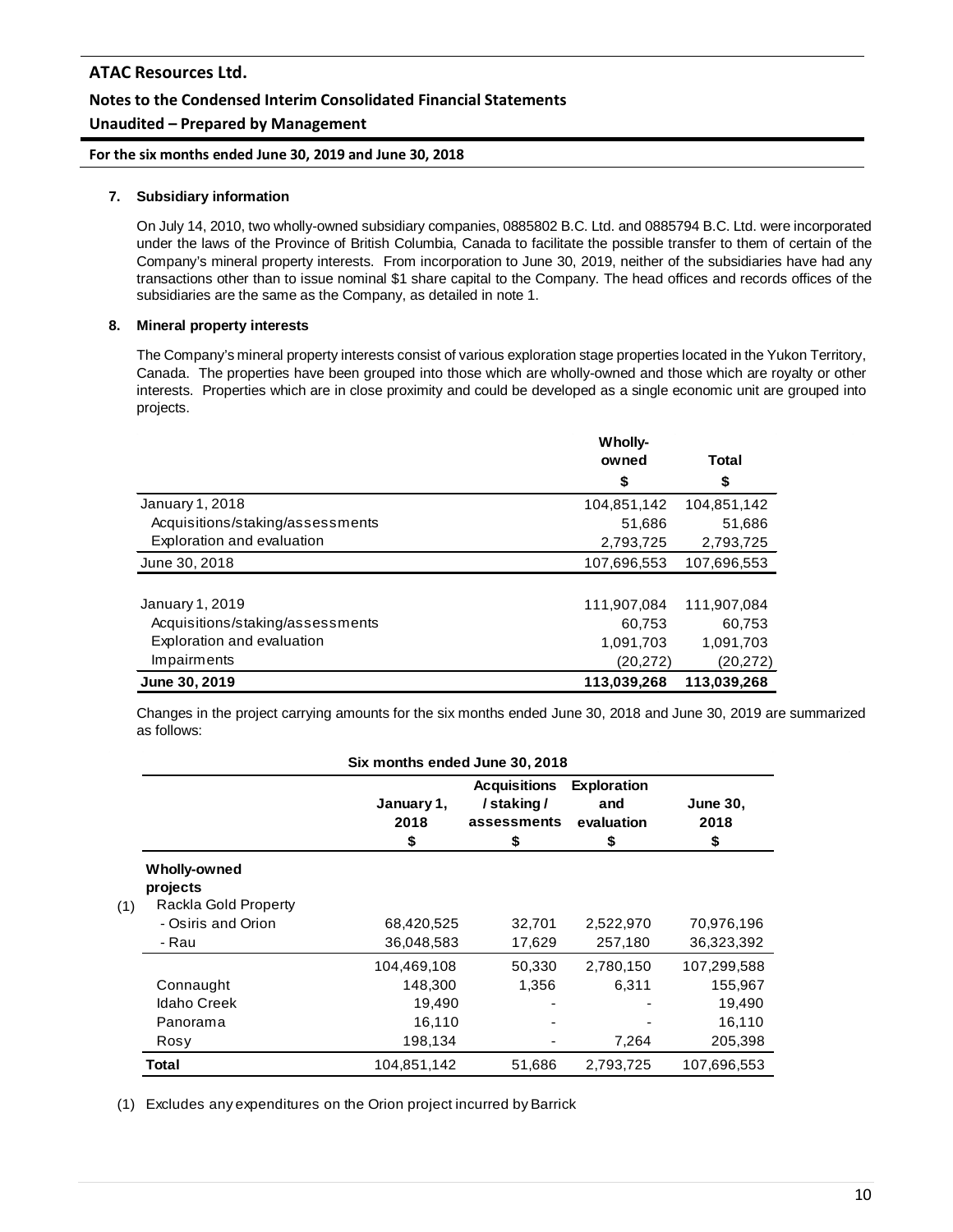### 7. Subsidiary information

On July 14, 2010, two wholly-owned subsidiary companies, 0885802 B.C. Ltd. and 0885794 B.C. Ltd. were incorporated under the laws of the Province of British Columbia, Canada to facilitate the possible transfer to them of certain of the Company's mineral property interests. From incorporation to June 30, 2019, neither of the subsidiaries have had any transactions other than to issue nominal $1 share capital to the Company. The head offices and records offices of the subsidiaries are the same as the Company, as detailed in note 1.

### 8. Mineral property interests

The Company's mineral property interests consist of various exploration stage properties located in the Yukon Territory, Canada. The properties have been grouped into those which are wholly-owned and those which are royalty or other interests. Properties which are in close proximity and could be developed as a single economic unit are grouped into projects.

| | Wholly-owned<br>$ | Total<br>$ |
|---|---|---|
| January 1, 2018 | 104,851,142 | 104,851,142 |
| Acquisitions/staking/assessments | 51,686 | 51,686 |
| Exploration and evaluation | 2,793,725 | 2,793,725 |
| June 30, 2018 | 107,696,553 | 107,696,553 |
| | | |
| January 1, 2019 | 111,907,084 | 111,907,084 |
| Acquisitions/staking/assessments | 60,753 | 60,753 |
| Exploration and evaluation | 1,091,703 | 1,091,703 |
| Impairments | (20,272) | (20,272) |
| **June 30, 2019** | **113,039,268** | **113,039,268** |

Changes in the project carrying amounts for the six months ended June 30, 2018 and June 30, 2019 are summarized as follows:

**Six months ended June 30, 2018**

| | January 1, 2018<br>$ | Acquisitions / staking / assessments<br>$ | Exploration and evaluation<br>$ | June 30, 2018<br>$ |
|---|---|---|---|---|
| **Wholly-owned projects** | | | | |
| Rackla Gold Property (1) | | | | |
| - Osiris and Orion | 68,420,525 | 32,701 | 2,522,970 | 70,976,196 |
| - Rau | 36,048,583 | 17,629 | 257,180 | 36,323,392 |
| | 104,469,108 | 50,330 | 2,780,150 | 107,299,588 |
| Connaught | 148,300 | 1,356 | 6,311 | 155,967 |
| Idaho Creek | 19,490 | - | - | 19,490 |
| Panorama | 16,110 | - | - | 16,110 |
| Rosy | 198,134 | - | 7,264 | 205,398 |
| **Total** | 104,851,142 | 51,686 | 2,793,725 | 107,696,553 |

(1) Excludes any expenditures on the Orion project incurred by Barrick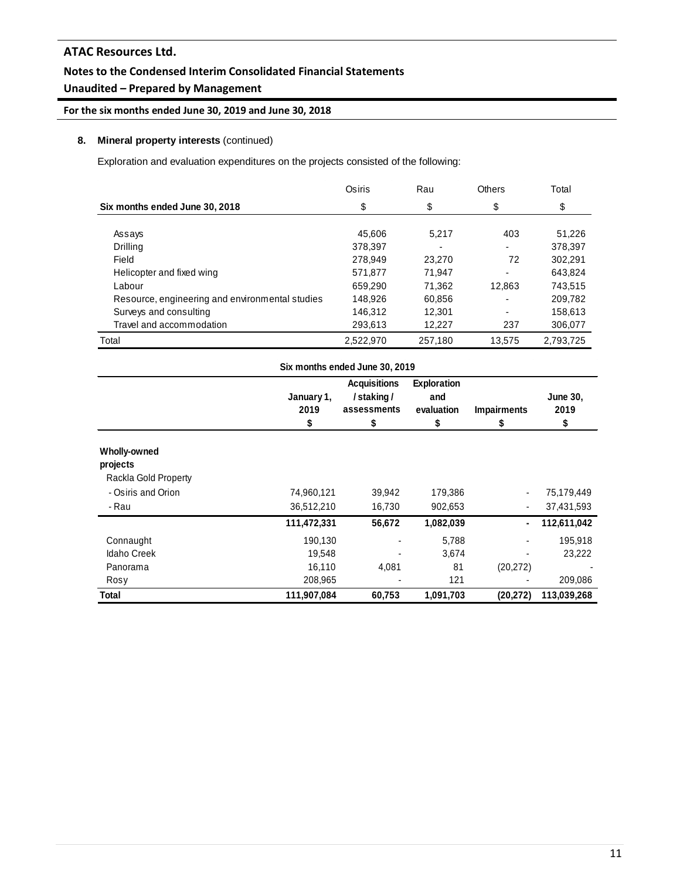**8. Mineral property interests** (continued)

Exploration and evaluation expenditures on the projects consisted of the following:

| Six months ended June 30, 2018 | Osiris<br>$ | Rau<br>$ | Others<br>$ | Total<br>$ |
|---|---|---|---|---|
| Assays | 45,606 | 5,217 | 403 | 51,226 |
| Drilling | 378,397 | - | - | 378,397 |
| Field | 278,949 | 23,270 | 72 | 302,291 |
| Helicopter and fixed wing | 571,877 | 71,947 | - | 643,824 |
| Labour | 659,290 | 71,362 | 12,863 | 743,515 |
| Resource, engineering and environmental studies | 148,926 | 60,856 | - | 209,782 |
| Surveys and consulting | 146,312 | 12,301 | - | 158,613 |
| Travel and accommodation | 293,613 | 12,227 | 237 | 306,077 |
| Total | 2,522,970 | 257,180 | 13,575 | 2,793,725 |

**Six months ended June 30, 2019**

| | **January 1, 2019**<br>**$** | **Acquisitions / staking / assessments**<br>**$** | **Exploration and evaluation**<br>**$** | **Impairments**<br>**$** | **June 30, 2019**<br>**$** |
|---|---|---|---|---|---|
| **Wholly-owned projects** | | | | | |
| Rackla Gold Property | | | | | |
| - Osiris and Orion | 74,960,121 | 39,942 | 179,386 | - | 75,179,449 |
| - Rau | 36,512,210 | 16,730 | 902,653 | - | 37,431,593 |
| | **111,472,331** | **56,672** | **1,082,039** | **-** | **112,611,042** |
| Connaught | 190,130 | - | 5,788 | - | 195,918 |
| Idaho Creek | 19,548 | - | 3,674 | - | 23,222 |
| Panorama | 16,110 | 4,081 | 81 | (20,272) | - |
| Rosy | 208,965 | - | 121 | - | 209,086 |
| **Total** | **111,907,084** | **60,753** | **1,091,703** | **(20,272)** | **113,039,268** |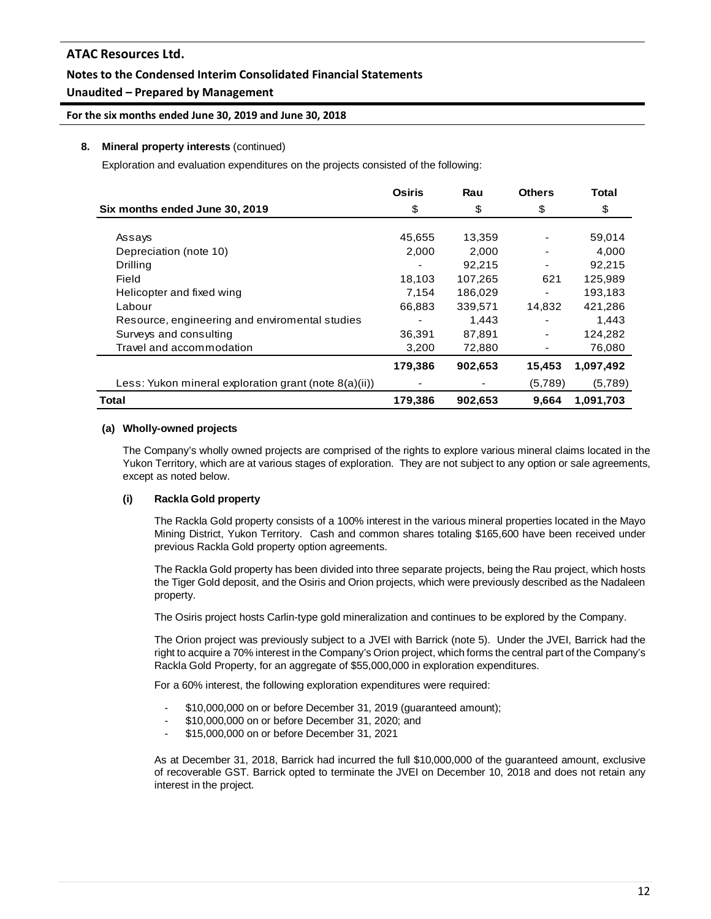**8. Mineral property interests** (continued)

Exploration and evaluation expenditures on the projects consisted of the following:

| Six months ended June 30, 2019 | Osiris<br>$ | Rau<br>$ | Others<br>$ | Total<br>$ |
|---|---|---|---|---|
| Assays | 45,655 | 13,359 | - | 59,014 |
| Depreciation (note 10) | 2,000 | 2,000 | - | 4,000 |
| Drilling | - | 92,215 | - | 92,215 |
| Field | 18,103 | 107,265 | 621 | 125,989 |
| Helicopter and fixed wing | 7,154 | 186,029 | - | 193,183 |
| Labour | 66,883 | 339,571 | 14,832 | 421,286 |
| Resource, engineering and enviromental studies | - | 1,443 | - | 1,443 |
| Surveys and consulting | 36,391 | 87,891 | - | 124,282 |
| Travel and accommodation | 3,200 | 72,880 | - | 76,080 |
| | **179,386** | **902,653** | **15,453** | **1,097,492** |
| Less: Yukon mineral exploration grant (note 8(a)(ii)) | - | - | (5,789) | (5,789) |
| **Total** | **179,386** | **902,653** | **9,664** | **1,091,703** |

**(a) Wholly-owned projects**

The Company's wholly owned projects are comprised of the rights to explore various mineral claims located in the Yukon Territory, which are at various stages of exploration. They are not subject to any option or sale agreements, except as noted below.

**(i) Rackla Gold property**

The Rackla Gold property consists of a 100% interest in the various mineral properties located in the Mayo Mining District, Yukon Territory. Cash and common shares totaling $165,600 have been received under previous Rackla Gold property option agreements.

The Rackla Gold property has been divided into three separate projects, being the Rau project, which hosts the Tiger Gold deposit, and the Osiris and Orion projects, which were previously described as the Nadaleen property.

The Osiris project hosts Carlin-type gold mineralization and continues to be explored by the Company.

The Orion project was previously subject to a JVEI with Barrick (note 5). Under the JVEI, Barrick had the right to acquire a 70% interest in the Company's Orion project, which forms the central part of the Company's Rackla Gold Property, for an aggregate of $55,000,000 in exploration expenditures.

For a 60% interest, the following exploration expenditures were required:

- $10,000,000 on or before December 31, 2019 (guaranteed amount);
- $10,000,000 on or before December 31, 2020; and
- $15,000,000 on or before December 31, 2021

As at December 31, 2018, Barrick had incurred the full $10,000,000 of the guaranteed amount, exclusive of recoverable GST. Barrick opted to terminate the JVEI on December 10, 2018 and does not retain any interest in the project.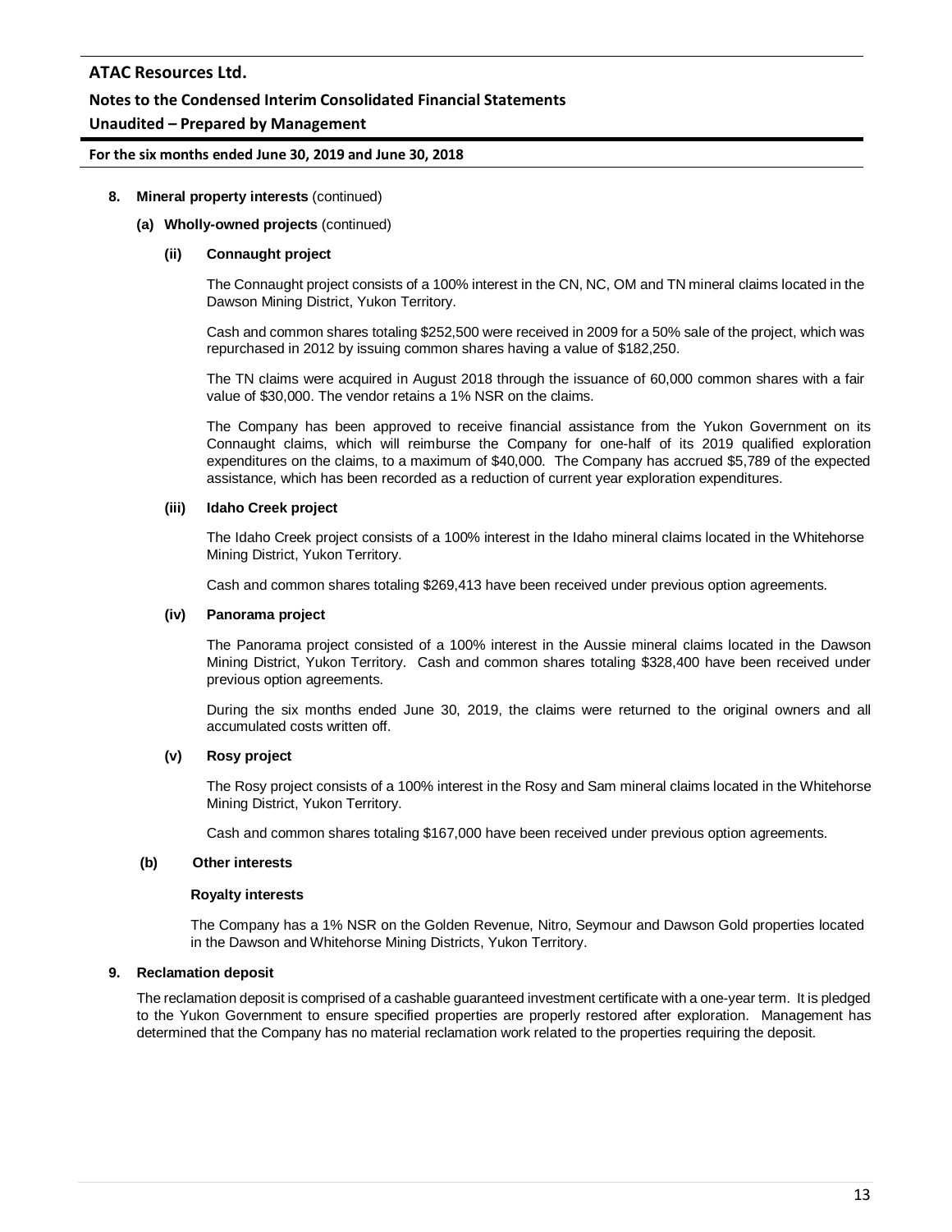**8. Mineral property interests** (continued)

**(a) Wholly-owned projects** (continued)

**(ii) Connaught project**

The Connaught project consists of a 100% interest in the CN, NC, OM and TN mineral claims located in the Dawson Mining District, Yukon Territory.

Cash and common shares totaling $252,500 were received in 2009 for a 50% sale of the project, which was repurchased in 2012 by issuing common shares having a value of $182,250.

The TN claims were acquired in August 2018 through the issuance of 60,000 common shares with a fair value of $30,000. The vendor retains a 1% NSR on the claims.

The Company has been approved to receive financial assistance from the Yukon Government on its Connaught claims, which will reimburse the Company for one-half of its 2019 qualified exploration expenditures on the claims, to a maximum of $40,000. The Company has accrued $5,789 of the expected assistance, which has been recorded as a reduction of current year exploration expenditures.

**(iii) Idaho Creek project**

The Idaho Creek project consists of a 100% interest in the Idaho mineral claims located in the Whitehorse Mining District, Yukon Territory.

Cash and common shares totaling $269,413 have been received under previous option agreements.

**(iv) Panorama project**

The Panorama project consisted of a 100% interest in the Aussie mineral claims located in the Dawson Mining District, Yukon Territory. Cash and common shares totaling $328,400 have been received under previous option agreements.

During the six months ended June 30, 2019, the claims were returned to the original owners and all accumulated costs written off.

**(v) Rosy project**

The Rosy project consists of a 100% interest in the Rosy and Sam mineral claims located in the Whitehorse Mining District, Yukon Territory.

Cash and common shares totaling $167,000 have been received under previous option agreements.

**(b) Other interests**

**Royalty interests**

The Company has a 1% NSR on the Golden Revenue, Nitro, Seymour and Dawson Gold properties located in the Dawson and Whitehorse Mining Districts, Yukon Territory.

**9. Reclamation deposit**

The reclamation deposit is comprised of a cashable guaranteed investment certificate with a one-year term. It is pledged to the Yukon Government to ensure specified properties are properly restored after exploration. Management has determined that the Company has no material reclamation work related to the properties requiring the deposit.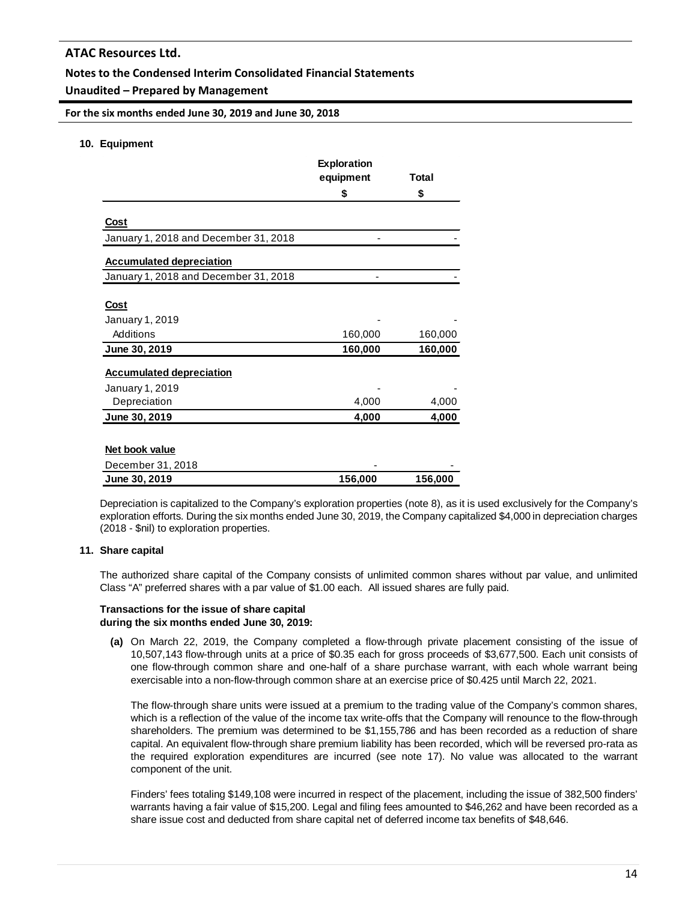**10. Equipment**

| | Exploration equipment | Total |
|---|---|---|
| | $ | $ |
| **Cost** | | |
| January 1, 2018 and December 31, 2018 | - | - |
| **Accumulated depreciation** | | |
| January 1, 2018 and December 31, 2018 | - | - |
| **Cost** | | |
| January 1, 2019 | - | - |
| Additions | 160,000 | 160,000 |
| **June 30, 2019** | **160,000** | **160,000** |
| **Accumulated depreciation** | | |
| January 1, 2019 | - | - |
| Depreciation | 4,000 | 4,000 |
| **June 30, 2019** | **4,000** | **4,000** |
| **Net book value** | | |
| December 31, 2018 | - | - |
| **June 30, 2019** | **156,000** | **156,000** |

Depreciation is capitalized to the Company's exploration properties (note 8), as it is used exclusively for the Company's exploration efforts. During the six months ended June 30, 2019, the Company capitalized $4,000 in depreciation charges (2018 - $nil) to exploration properties.

**11. Share capital**

The authorized share capital of the Company consists of unlimited common shares without par value, and unlimited Class "A" preferred shares with a par value of $1.00 each. All issued shares are fully paid.

**Transactions for the issue of share capital during the six months ended June 30, 2019:**

**(a)** On March 22, 2019, the Company completed a flow-through private placement consisting of the issue of 10,507,143 flow-through units at a price of $0.35 each for gross proceeds of $3,677,500. Each unit consists of one flow-through common share and one-half of a share purchase warrant, with each whole warrant being exercisable into a non-flow-through common share at an exercise price of $0.425 until March 22, 2021.

The flow-through share units were issued at a premium to the trading value of the Company's common shares, which is a reflection of the value of the income tax write-offs that the Company will renounce to the flow-through shareholders. The premium was determined to be $1,155,786 and has been recorded as a reduction of share capital. An equivalent flow-through share premium liability has been recorded, which will be reversed pro-rata as the required exploration expenditures are incurred (see note 17). No value was allocated to the warrant component of the unit.

Finders' fees totaling $149,108 were incurred in respect of the placement, including the issue of 382,500 finders' warrants having a fair value of $15,200. Legal and filing fees amounted to $46,262 and have been recorded as a share issue cost and deducted from share capital net of deferred income tax benefits of $48,646.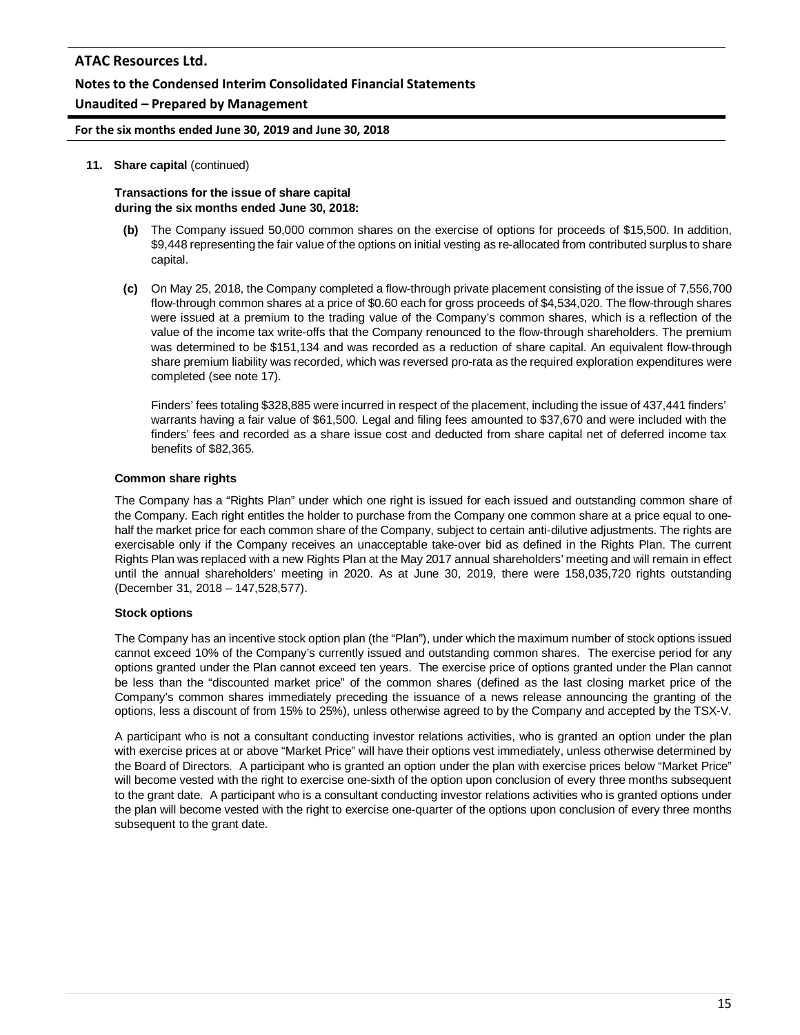**11. Share capital** (continued)

**Transactions for the issue of share capital during the six months ended June 30, 2018:**

**(b)** The Company issued 50,000 common shares on the exercise of options for proceeds of $15,500. In addition, $9,448 representing the fair value of the options on initial vesting as re-allocated from contributed surplus to share capital.

**(c)** On May 25, 2018, the Company completed a flow-through private placement consisting of the issue of 7,556,700 flow-through common shares at a price of $0.60 each for gross proceeds of $4,534,020. The flow-through shares were issued at a premium to the trading value of the Company's common shares, which is a reflection of the value of the income tax write-offs that the Company renounced to the flow-through shareholders. The premium was determined to be $151,134 and was recorded as a reduction of share capital. An equivalent flow-through share premium liability was recorded, which was reversed pro-rata as the required exploration expenditures were completed (see note 17).

Finders' fees totaling $328,885 were incurred in respect of the placement, including the issue of 437,441 finders' warrants having a fair value of $61,500. Legal and filing fees amounted to $37,670 and were included with the finders' fees and recorded as a share issue cost and deducted from share capital net of deferred income tax benefits of $82,365.

**Common share rights**

The Company has a "Rights Plan" under which one right is issued for each issued and outstanding common share of the Company. Each right entitles the holder to purchase from the Company one common share at a price equal to one-half the market price for each common share of the Company, subject to certain anti-dilutive adjustments. The rights are exercisable only if the Company receives an unacceptable take-over bid as defined in the Rights Plan. The current Rights Plan was replaced with a new Rights Plan at the May 2017 annual shareholders' meeting and will remain in effect until the annual shareholders' meeting in 2020. As at June 30, 2019, there were 158,035,720 rights outstanding (December 31, 2018 – 147,528,577).

**Stock options**

The Company has an incentive stock option plan (the "Plan"), under which the maximum number of stock options issued cannot exceed 10% of the Company's currently issued and outstanding common shares. The exercise period for any options granted under the Plan cannot exceed ten years. The exercise price of options granted under the Plan cannot be less than the "discounted market price" of the common shares (defined as the last closing market price of the Company's common shares immediately preceding the issuance of a news release announcing the granting of the options, less a discount of from 15% to 25%), unless otherwise agreed to by the Company and accepted by the TSX-V.

A participant who is not a consultant conducting investor relations activities, who is granted an option under the plan with exercise prices at or above "Market Price" will have their options vest immediately, unless otherwise determined by the Board of Directors. A participant who is granted an option under the plan with exercise prices below "Market Price" will become vested with the right to exercise one-sixth of the option upon conclusion of every three months subsequent to the grant date. A participant who is a consultant conducting investor relations activities who is granted options under the plan will become vested with the right to exercise one-quarter of the options upon conclusion of every three months subsequent to the grant date.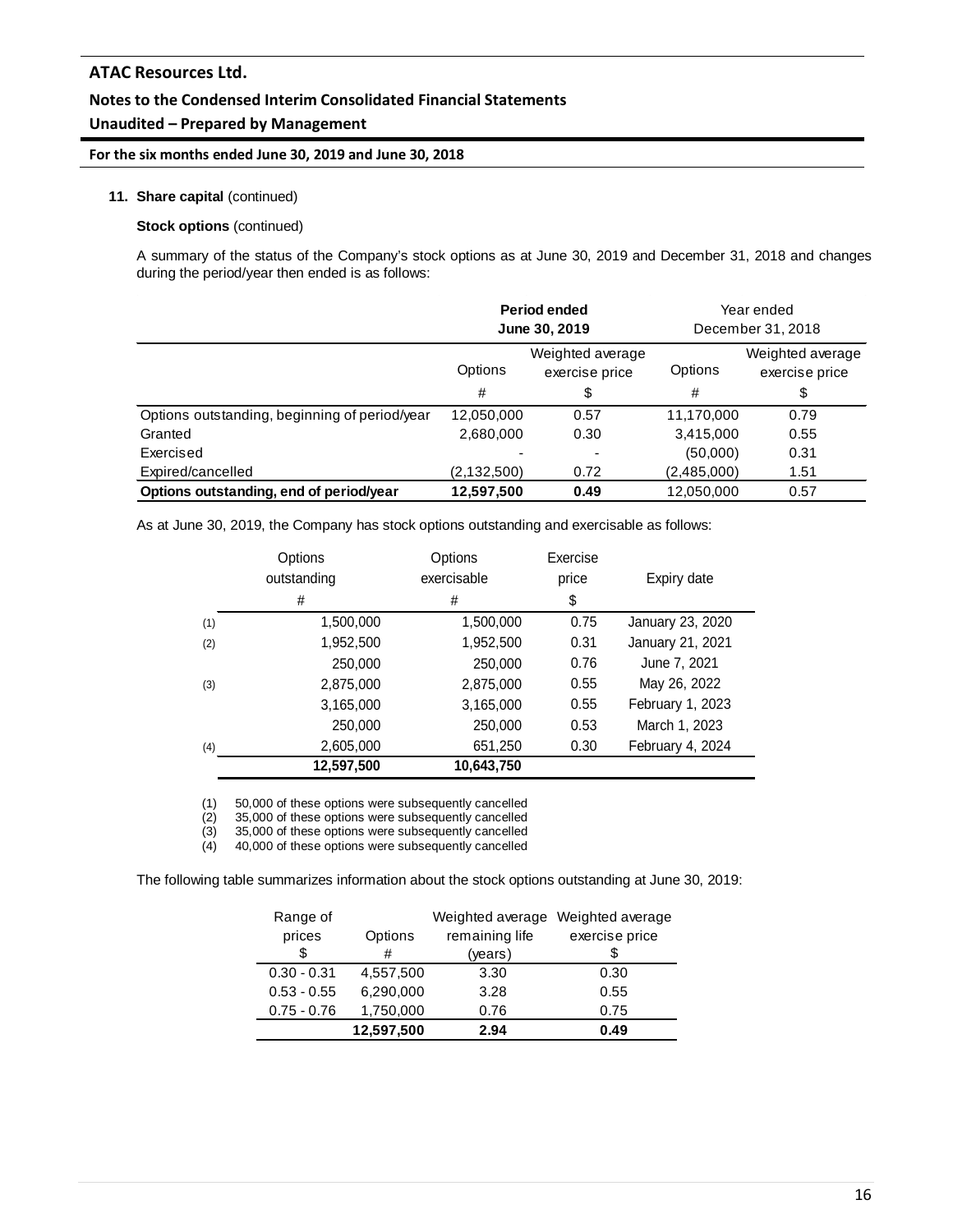**11. Share capital** (continued)

**Stock options** (continued)

A summary of the status of the Company's stock options as at June 30, 2019 and December 31, 2018 and changes during the period/year then ended is as follows:

| | **Period ended June 30, 2019** | | Year ended December 31, 2018 | |
|---|---|---|---|---|
| | Options # | Weighted average exercise price $ | Options # | Weighted average exercise price $ |
| Options outstanding, beginning of period/year | 12,050,000 | 0.57 | 11,170,000 | 0.79 |
| Granted | 2,680,000 | 0.30 | 3,415,000 | 0.55 |
| Exercised | - | - | (50,000) | 0.31 |
| Expired/cancelled | (2,132,500) | 0.72 | (2,485,000) | 1.51 |
| **Options outstanding, end of period/year** | **12,597,500** | **0.49** | 12,050,000 | 0.57 |

As at June 30, 2019, the Company has stock options outstanding and exercisable as follows:

| | Options outstanding # | Options exercisable # | Exercise price $ | Expiry date |
|---|---|---|---|---|
| (1) | 1,500,000 | 1,500,000 | 0.75 | January 23, 2020 |
| (2) | 1,952,500 | 1,952,500 | 0.31 | January 21, 2021 |
| | 250,000 | 250,000 | 0.76 | June 7, 2021 |
| (3) | 2,875,000 | 2,875,000 | 0.55 | May 26, 2022 |
| | 3,165,000 | 3,165,000 | 0.55 | February 1, 2023 |
| | 250,000 | 250,000 | 0.53 | March 1, 2023 |
| (4) | 2,605,000 | 651,250 | 0.30 | February 4, 2024 |
| | **12,597,500** | **10,643,750** | | |

(1) 50,000 of these options were subsequently cancelled
(2) 35,000 of these options were subsequently cancelled
(3) 35,000 of these options were subsequently cancelled
(4) 40,000 of these options were subsequently cancelled

The following table summarizes information about the stock options outstanding at June 30, 2019:

| Range of prices $ | Options # | Weighted average remaining life (years) | Weighted average exercise price $ |
|---|---|---|---|
| 0.30 - 0.31 | 4,557,500 | 3.30 | 0.30 |
| 0.53 - 0.55 | 6,290,000 | 3.28 | 0.55 |
| 0.75 - 0.76 | 1,750,000 | 0.76 | 0.75 |
| | **12,597,500** | **2.94** | **0.49** |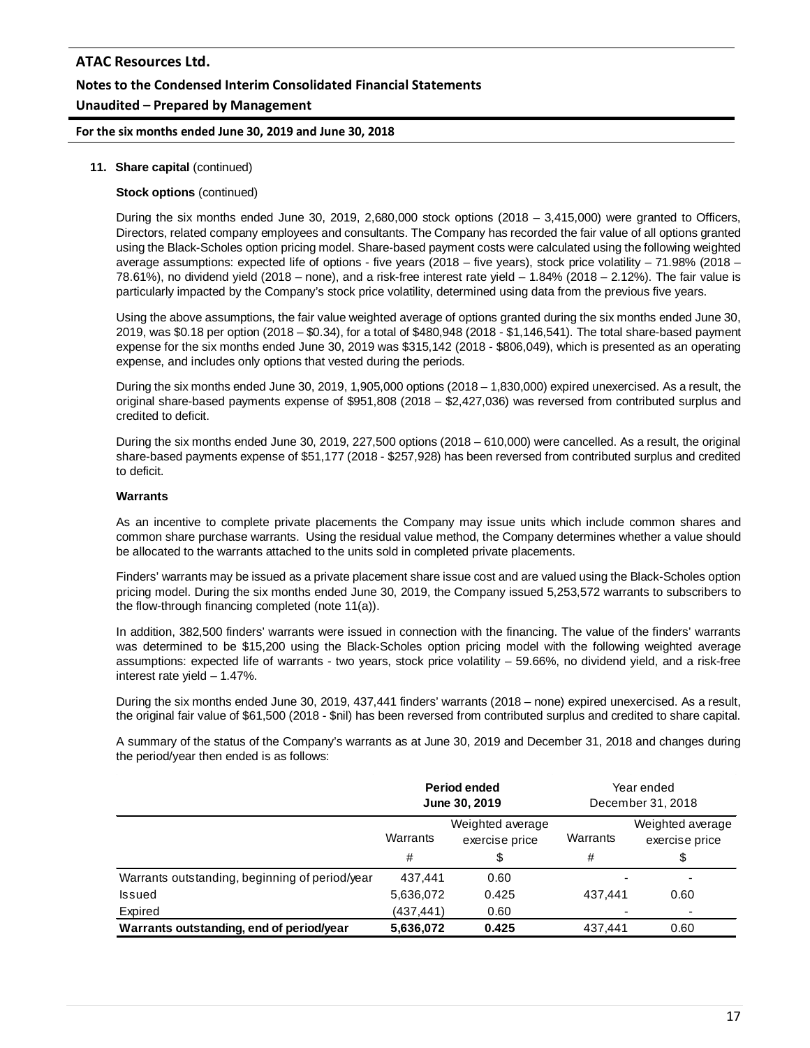**11. Share capital** (continued)

**Stock options** (continued)

During the six months ended June 30, 2019, 2,680,000 stock options (2018 – 3,415,000) were granted to Officers, Directors, related company employees and consultants. The Company has recorded the fair value of all options granted using the Black-Scholes option pricing model. Share-based payment costs were calculated using the following weighted average assumptions: expected life of options - five years (2018 – five years), stock price volatility – 71.98% (2018 – 78.61%), no dividend yield (2018 – none), and a risk-free interest rate yield – 1.84% (2018 – 2.12%). The fair value is particularly impacted by the Company's stock price volatility, determined using data from the previous five years.

Using the above assumptions, the fair value weighted average of options granted during the six months ended June 30, 2019, was \$0.18 per option (2018 – \$0.34), for a total of \$480,948 (2018 - \$1,146,541). The total share-based payment expense for the six months ended June 30, 2019 was \$315,142 (2018 - \$806,049), which is presented as an operating expense, and includes only options that vested during the periods.

During the six months ended June 30, 2019, 1,905,000 options (2018 – 1,830,000) expired unexercised. As a result, the original share-based payments expense of \$951,808 (2018 – \$2,427,036) was reversed from contributed surplus and credited to deficit.

During the six months ended June 30, 2019, 227,500 options (2018 – 610,000) were cancelled. As a result, the original share-based payments expense of \$51,177 (2018 - \$257,928) has been reversed from contributed surplus and credited to deficit.

**Warrants**

As an incentive to complete private placements the Company may issue units which include common shares and common share purchase warrants. Using the residual value method, the Company determines whether a value should be allocated to the warrants attached to the units sold in completed private placements.

Finders' warrants may be issued as a private placement share issue cost and are valued using the Black-Scholes option pricing model. During the six months ended June 30, 2019, the Company issued 5,253,572 warrants to subscribers to the flow-through financing completed (note 11(a)).

In addition, 382,500 finders' warrants were issued in connection with the financing. The value of the finders' warrants was determined to be \$15,200 using the Black-Scholes option pricing model with the following weighted average assumptions: expected life of warrants - two years, stock price volatility – 59.66%, no dividend yield, and a risk-free interest rate yield – 1.47%.

During the six months ended June 30, 2019, 437,441 finders' warrants (2018 – none) expired unexercised. As a result, the original fair value of \$61,500 (2018 - \$nil) has been reversed from contributed surplus and credited to share capital.

A summary of the status of the Company's warrants as at June 30, 2019 and December 31, 2018 and changes during the period/year then ended is as follows:

| | **Period ended June 30, 2019** | | Year ended December 31, 2018 | |
|---|---|---|---|---|
| | Warrants | Weighted average exercise price | Warrants | Weighted average exercise price |
| | # | \$ | # | \$ |
| Warrants outstanding, beginning of period/year | 437,441 | 0.60 | - | - |
| Issued | 5,636,072 | 0.425 | 437,441 | 0.60 |
| Expired | (437,441) | 0.60 | - | - |
| **Warrants outstanding, end of period/year** | **5,636,072** | **0.425** | 437,441 | 0.60 |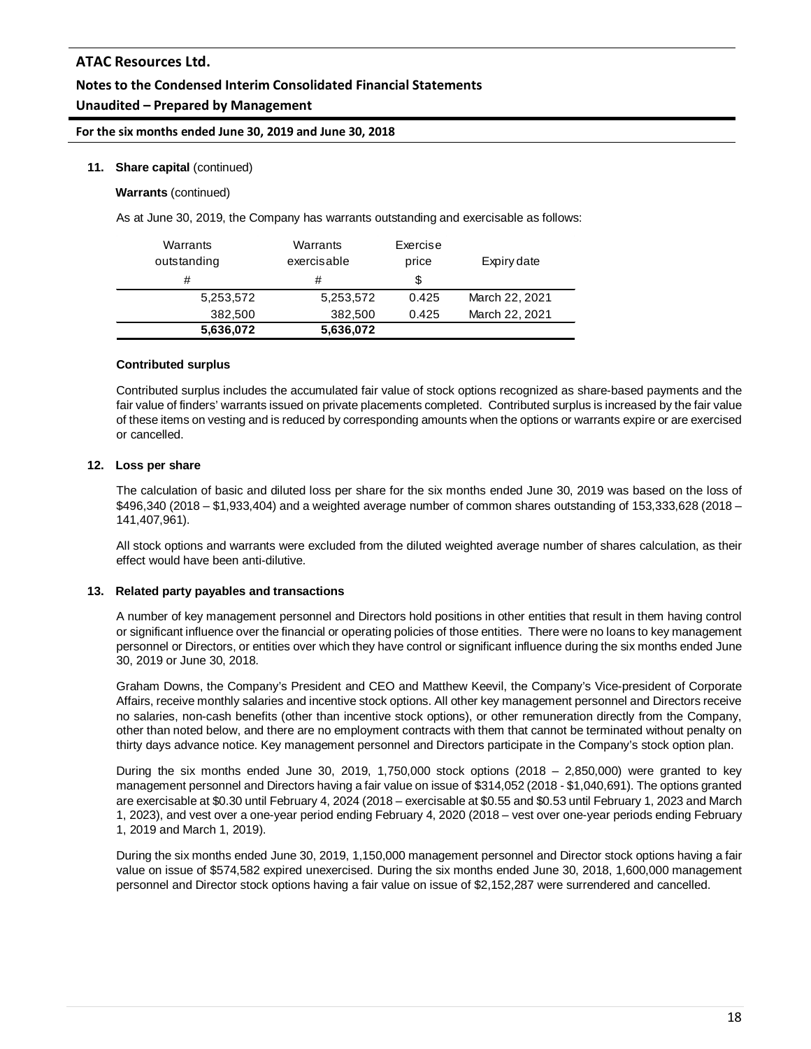**11. Share capital** (continued)

**Warrants** (continued)

As at June 30, 2019, the Company has warrants outstanding and exercisable as follows:

| Warrants outstanding | Warrants exercisable | Exercise price | Expiry date |
|---|---|---|---|
| # | # | $ | |
| 5,253,572 | 5,253,572 | 0.425 | March 22, 2021 |
| 382,500 | 382,500 | 0.425 | March 22, 2021 |
| **5,636,072** | **5,636,072** | | |

**Contributed surplus**

Contributed surplus includes the accumulated fair value of stock options recognized as share-based payments and the fair value of finders' warrants issued on private placements completed. Contributed surplus is increased by the fair value of these items on vesting and is reduced by corresponding amounts when the options or warrants expire or are exercised or cancelled.

**12. Loss per share**

The calculation of basic and diluted loss per share for the six months ended June 30, 2019 was based on the loss of $496,340 (2018 – $1,933,404) and a weighted average number of common shares outstanding of 153,333,628 (2018 – 141,407,961).

All stock options and warrants were excluded from the diluted weighted average number of shares calculation, as their effect would have been anti-dilutive.

**13. Related party payables and transactions**

A number of key management personnel and Directors hold positions in other entities that result in them having control or significant influence over the financial or operating policies of those entities. There were no loans to key management personnel or Directors, or entities over which they have control or significant influence during the six months ended June 30, 2019 or June 30, 2018.

Graham Downs, the Company's President and CEO and Matthew Keevil, the Company's Vice-president of Corporate Affairs, receive monthly salaries and incentive stock options. All other key management personnel and Directors receive no salaries, non-cash benefits (other than incentive stock options), or other remuneration directly from the Company, other than noted below, and there are no employment contracts with them that cannot be terminated without penalty on thirty days advance notice. Key management personnel and Directors participate in the Company's stock option plan.

During the six months ended June 30, 2019, 1,750,000 stock options (2018 – 2,850,000) were granted to key management personnel and Directors having a fair value on issue of $314,052 (2018 - $1,040,691). The options granted are exercisable at $0.30 until February 4, 2024 (2018 – exercisable at $0.55 and $0.53 until February 1, 2023 and March 1, 2023), and vest over a one-year period ending February 4, 2020 (2018 – vest over one-year periods ending February 1, 2019 and March 1, 2019).

During the six months ended June 30, 2019, 1,150,000 management personnel and Director stock options having a fair value on issue of $574,582 expired unexercised. During the six months ended June 30, 2018, 1,600,000 management personnel and Director stock options having a fair value on issue of $2,152,287 were surrendered and cancelled.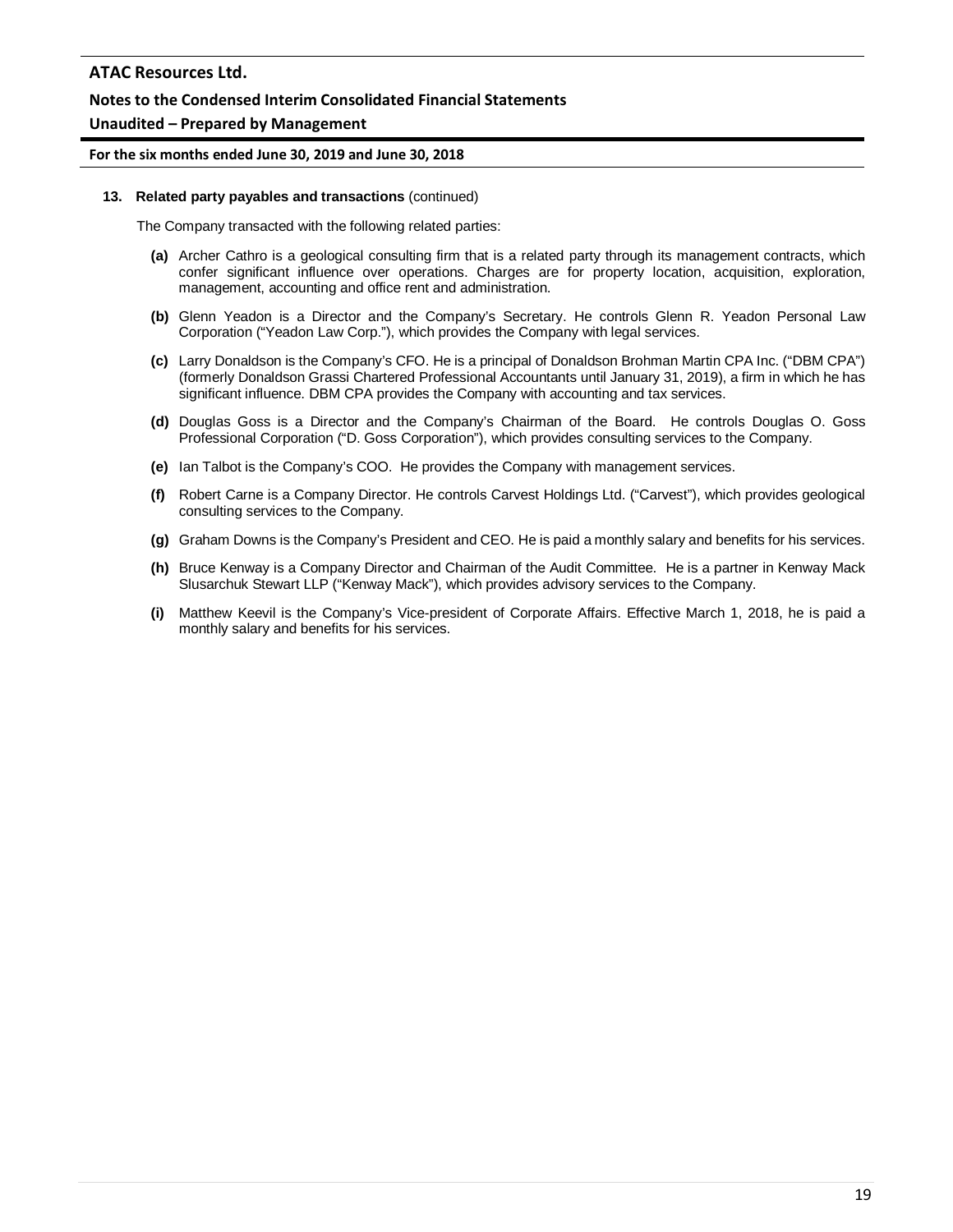**13. Related party payables and transactions** (continued)

The Company transacted with the following related parties:

**(a)** Archer Cathro is a geological consulting firm that is a related party through its management contracts, which confer significant influence over operations. Charges are for property location, acquisition, exploration, management, accounting and office rent and administration.

**(b)** Glenn Yeadon is a Director and the Company's Secretary. He controls Glenn R. Yeadon Personal Law Corporation ("Yeadon Law Corp."), which provides the Company with legal services.

**(c)** Larry Donaldson is the Company's CFO. He is a principal of Donaldson Brohman Martin CPA Inc. ("DBM CPA") (formerly Donaldson Grassi Chartered Professional Accountants until January 31, 2019), a firm in which he has significant influence. DBM CPA provides the Company with accounting and tax services.

**(d)** Douglas Goss is a Director and the Company's Chairman of the Board. He controls Douglas O. Goss Professional Corporation ("D. Goss Corporation"), which provides consulting services to the Company.

**(e)** Ian Talbot is the Company's COO. He provides the Company with management services.

**(f)** Robert Carne is a Company Director. He controls Carvest Holdings Ltd. ("Carvest"), which provides geological consulting services to the Company.

**(g)** Graham Downs is the Company's President and CEO. He is paid a monthly salary and benefits for his services.

**(h)** Bruce Kenway is a Company Director and Chairman of the Audit Committee. He is a partner in Kenway Mack Slusarchuk Stewart LLP ("Kenway Mack"), which provides advisory services to the Company.

**(i)** Matthew Keevil is the Company's Vice-president of Corporate Affairs. Effective March 1, 2018, he is paid a monthly salary and benefits for his services.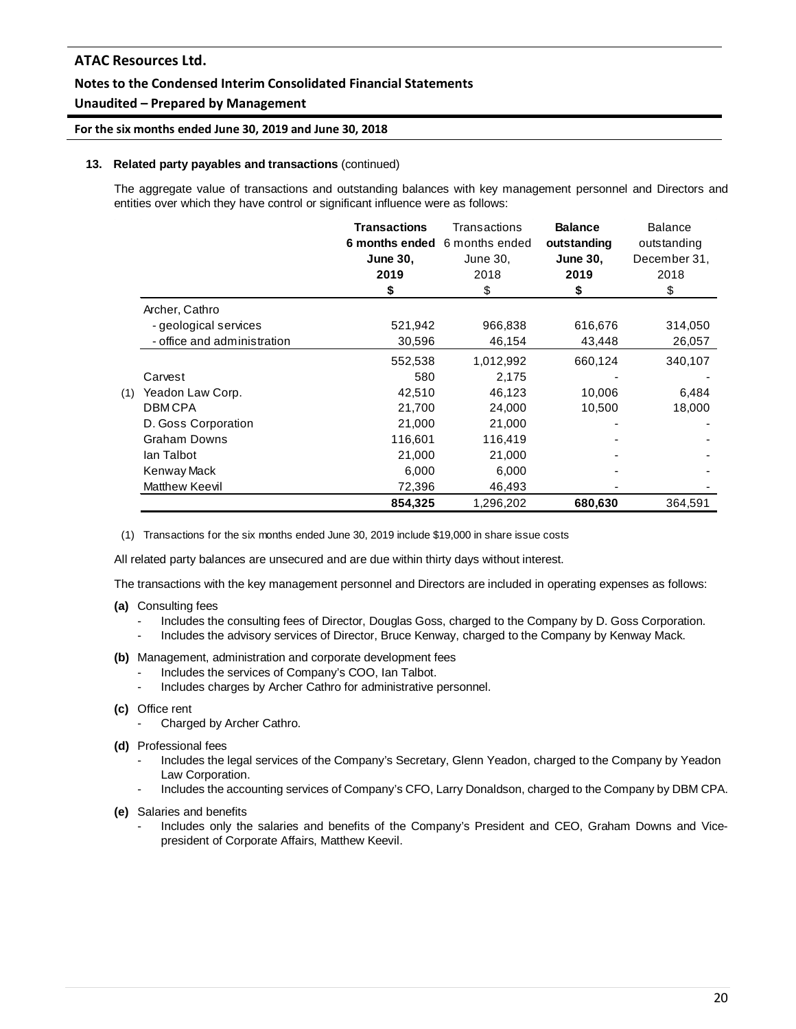**13. Related party payables and transactions** (continued)

The aggregate value of transactions and outstanding balances with key management personnel and Directors and entities over which they have control or significant influence were as follows:

| | | **Transactions 6 months ended June 30, 2019** | Transactions 6 months ended June 30, 2018 | **Balance outstanding June 30, 2019** | Balance outstanding December 31, 2018 |
|---|---|---|---|---|---|
| | | **\$** | \$ | **\$** | \$ |
| | Archer, Cathro | | | | |
| | - geological services | 521,942 | 966,838 | 616,676 | 314,050 |
| | - office and administration | 30,596 | 46,154 | 43,448 | 26,057 |
| | | 552,538 | 1,012,992 | 660,124 | 340,107 |
| | Carvest | 580 | 2,175 | - | - |
| (1) | Yeadon Law Corp. | 42,510 | 46,123 | 10,006 | 6,484 |
| | DBM CPA | 21,700 | 24,000 | 10,500 | 18,000 |
| | D. Goss Corporation | 21,000 | 21,000 | - | - |
| | Graham Downs | 116,601 | 116,419 | - | - |
| | Ian Talbot | 21,000 | 21,000 | - | - |
| | Kenway Mack | 6,000 | 6,000 | - | - |
| | Matthew Keevil | 72,396 | 46,493 | - | - |
| | | **854,325** | 1,296,202 | **680,630** | 364,591 |

(1) Transactions for the six months ended June 30, 2019 include \$19,000 in share issue costs

All related party balances are unsecured and are due within thirty days without interest.

The transactions with the key management personnel and Directors are included in operating expenses as follows:

**(a)** Consulting fees
- Includes the consulting fees of Director, Douglas Goss, charged to the Company by D. Goss Corporation.
- Includes the advisory services of Director, Bruce Kenway, charged to the Company by Kenway Mack.

**(b)** Management, administration and corporate development fees
- Includes the services of Company's COO, Ian Talbot.
- Includes charges by Archer Cathro for administrative personnel.

**(c)** Office rent
- Charged by Archer Cathro.

**(d)** Professional fees
- Includes the legal services of the Company's Secretary, Glenn Yeadon, charged to the Company by Yeadon Law Corporation.
- Includes the accounting services of Company's CFO, Larry Donaldson, charged to the Company by DBM CPA.

**(e)** Salaries and benefits
- Includes only the salaries and benefits of the Company's President and CEO, Graham Downs and Vice-president of Corporate Affairs, Matthew Keevil.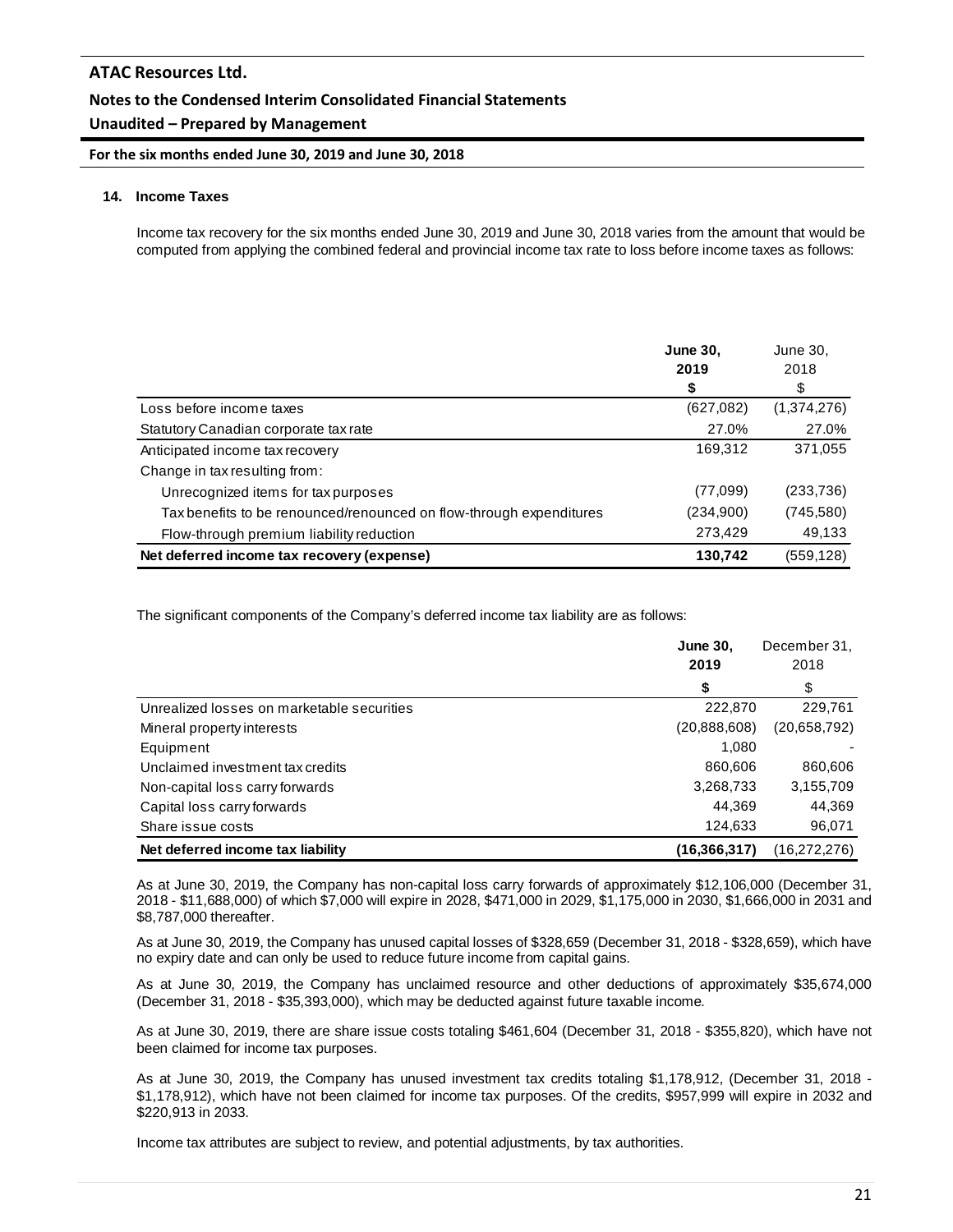## 14. Income Taxes

Income tax recovery for the six months ended June 30, 2019 and June 30, 2018 varies from the amount that would be computed from applying the combined federal and provincial income tax rate to loss before income taxes as follows:

| | **June 30, 2019** | June 30, 2018 |
|---|---|---|
| | **$** | $ |
| Loss before income taxes | (627,082) | (1,374,276) |
| Statutory Canadian corporate tax rate | 27.0% | 27.0% |
| Anticipated income tax recovery | 169,312 | 371,055 |
| Change in tax resulting from: | | |
| Unrecognized items for tax purposes | (77,099) | (233,736) |
| Tax benefits to be renounced/renounced on flow-through expenditures | (234,900) | (745,580) |
| Flow-through premium liability reduction | 273,429 | 49,133 |
| **Net deferred income tax recovery (expense)** | **130,742** | (559,128) |

The significant components of the Company's deferred income tax liability are as follows:

| | **June 30, 2019** | December 31, 2018 |
|---|---|---|
| | **$** | $ |
| Unrealized losses on marketable securities | 222,870 | 229,761 |
| Mineral property interests | (20,888,608) | (20,658,792) |
| Equipment | 1,080 | - |
| Unclaimed investment tax credits | 860,606 | 860,606 |
| Non-capital loss carry forwards | 3,268,733 | 3,155,709 |
| Capital loss carry forwards | 44,369 | 44,369 |
| Share issue costs | 124,633 | 96,071 |
| **Net deferred income tax liability** | **(16,366,317)** | (16,272,276) |

As at June 30, 2019, the Company has non-capital loss carry forwards of approximately $12,106,000 (December 31, 2018 - $11,688,000) of which $7,000 will expire in 2028, $471,000 in 2029, $1,175,000 in 2030, $1,666,000 in 2031 and $8,787,000 thereafter.

As at June 30, 2019, the Company has unused capital losses of $328,659 (December 31, 2018 - $328,659), which have no expiry date and can only be used to reduce future income from capital gains.

As at June 30, 2019, the Company has unclaimed resource and other deductions of approximately $35,674,000 (December 31, 2018 - $35,393,000), which may be deducted against future taxable income.

As at June 30, 2019, there are share issue costs totaling $461,604 (December 31, 2018 - $355,820), which have not been claimed for income tax purposes.

As at June 30, 2019, the Company has unused investment tax credits totaling $1,178,912, (December 31, 2018 - $1,178,912), which have not been claimed for income tax purposes. Of the credits, $957,999 will expire in 2032 and $220,913 in 2033.

Income tax attributes are subject to review, and potential adjustments, by tax authorities.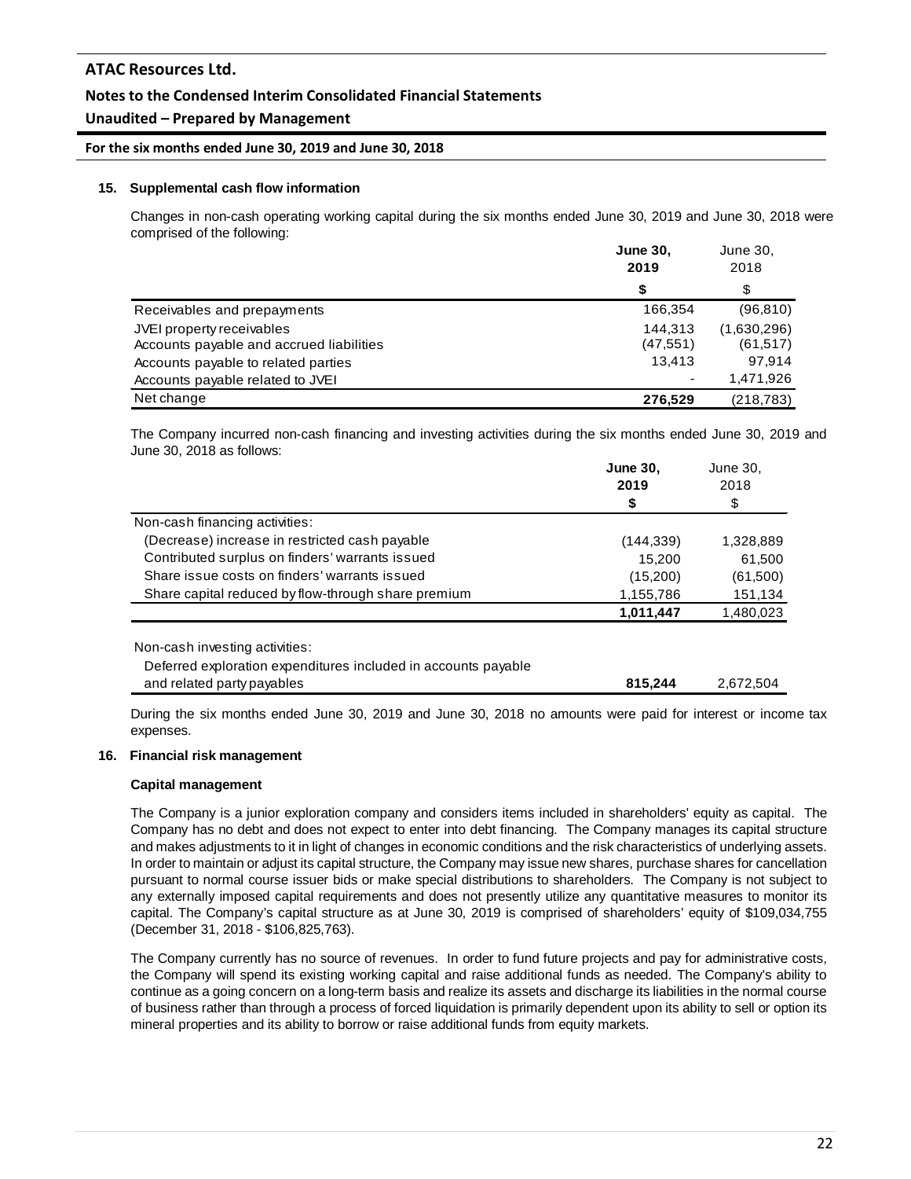### 15. Supplemental cash flow information

Changes in non-cash operating working capital during the six months ended June 30, 2019 and June 30, 2018 were comprised of the following:

| | **June 30, 2019** | June 30, 2018 |
|---|---|---|
| | **$** | $ |
| Receivables and prepayments | 166,354 | (96,810) |
| JVEI property receivables | 144,313 | (1,630,296) |
| Accounts payable and accrued liabilities | (47,551) | (61,517) |
| Accounts payable to related parties | 13,413 | 97,914 |
| Accounts payable related to JVEI | - | 1,471,926 |
| Net change | **276,529** | (218,783) |

The Company incurred non-cash financing and investing activities during the six months ended June 30, 2019 and June 30, 2018 as follows:

| | **June 30, 2019** | June 30, 2018 |
|---|---|---|
| | **$** | $ |
| Non-cash financing activities: | | |
| (Decrease) increase in restricted cash payable | (144,339) | 1,328,889 |
| Contributed surplus on finders' warrants issued | 15,200 | 61,500 |
| Share issue costs on finders' warrants issued | (15,200) | (61,500) |
| Share capital reduced by flow-through share premium | 1,155,786 | 151,134 |
| | **1,011,447** | 1,480,023 |
| Non-cash investing activities: | | |
| Deferred exploration expenditures included in accounts payable and related party payables | **815,244** | 2,672,504 |

During the six months ended June 30, 2019 and June 30, 2018 no amounts were paid for interest or income tax expenses.

### 16. Financial risk management

**Capital management**

The Company is a junior exploration company and considers items included in shareholders' equity as capital. The Company has no debt and does not expect to enter into debt financing. The Company manages its capital structure and makes adjustments to it in light of changes in economic conditions and the risk characteristics of underlying assets. In order to maintain or adjust its capital structure, the Company may issue new shares, purchase shares for cancellation pursuant to normal course issuer bids or make special distributions to shareholders. The Company is not subject to any externally imposed capital requirements and does not presently utilize any quantitative measures to monitor its capital. The Company's capital structure as at June 30, 2019 is comprised of shareholders' equity of $109,034,755 (December 31, 2018 - $106,825,763).

The Company currently has no source of revenues. In order to fund future projects and pay for administrative costs, the Company will spend its existing working capital and raise additional funds as needed. The Company's ability to continue as a going concern on a long-term basis and realize its assets and discharge its liabilities in the normal course of business rather than through a process of forced liquidation is primarily dependent upon its ability to sell or option its mineral properties and its ability to borrow or raise additional funds from equity markets.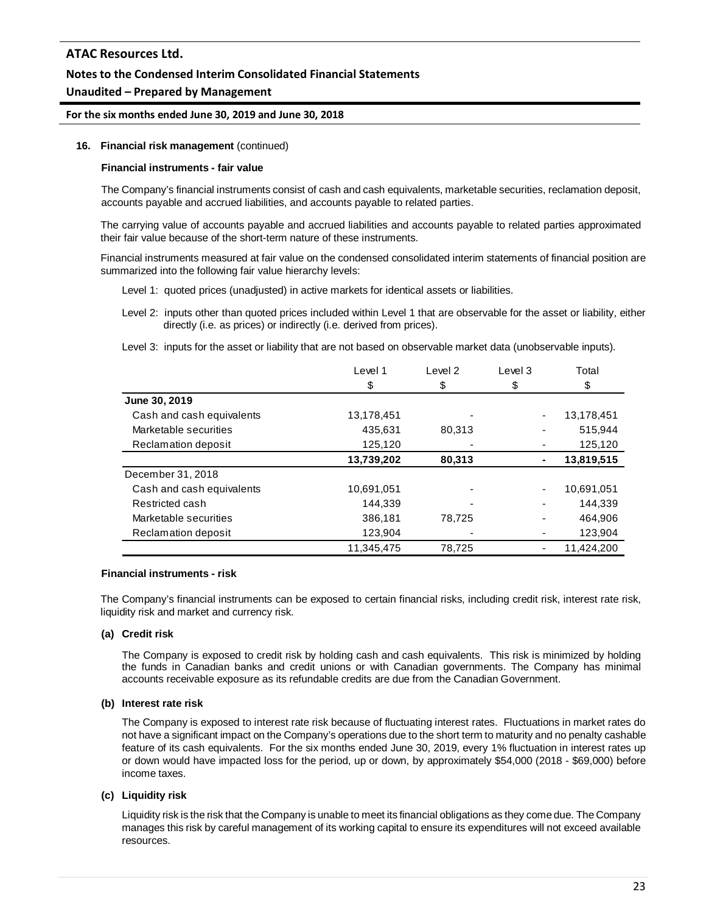**16. Financial risk management** (continued)

**Financial instruments - fair value**

The Company's financial instruments consist of cash and cash equivalents, marketable securities, reclamation deposit, accounts payable and accrued liabilities, and accounts payable to related parties.

The carrying value of accounts payable and accrued liabilities and accounts payable to related parties approximated their fair value because of the short-term nature of these instruments.

Financial instruments measured at fair value on the condensed consolidated interim statements of financial position are summarized into the following fair value hierarchy levels:

Level 1: quoted prices (unadjusted) in active markets for identical assets or liabilities.

Level 2: inputs other than quoted prices included within Level 1 that are observable for the asset or liability, either directly (i.e. as prices) or indirectly (i.e. derived from prices).

Level 3: inputs for the asset or liability that are not based on observable market data (unobservable inputs).

| | Level 1 | Level 2 | Level 3 | Total |
|---|---|---|---|---|
| | $ | $ | $ | $ |
| **June 30, 2019** | | | | |
| Cash and cash equivalents | 13,178,451 | - | - | 13,178,451 |
| Marketable securities | 435,631 | 80,313 | - | 515,944 |
| Reclamation deposit | 125,120 | - | - | 125,120 |
| | **13,739,202** | **80,313** | **-** | **13,819,515** |
| December 31, 2018 | | | | |
| Cash and cash equivalents | 10,691,051 | - | - | 10,691,051 |
| Restricted cash | 144,339 | - | - | 144,339 |
| Marketable securities | 386,181 | 78,725 | - | 464,906 |
| Reclamation deposit | 123,904 | - | - | 123,904 |
| | 11,345,475 | 78,725 | - | 11,424,200 |

**Financial instruments - risk**

The Company's financial instruments can be exposed to certain financial risks, including credit risk, interest rate risk, liquidity risk and market and currency risk.

**(a) Credit risk**

The Company is exposed to credit risk by holding cash and cash equivalents. This risk is minimized by holding the funds in Canadian banks and credit unions or with Canadian governments. The Company has minimal accounts receivable exposure as its refundable credits are due from the Canadian Government.

**(b) Interest rate risk**

The Company is exposed to interest rate risk because of fluctuating interest rates. Fluctuations in market rates do not have a significant impact on the Company's operations due to the short term to maturity and no penalty cashable feature of its cash equivalents. For the six months ended June 30, 2019, every 1% fluctuation in interest rates up or down would have impacted loss for the period, up or down, by approximately $54,000 (2018 - $69,000) before income taxes.

**(c) Liquidity risk**

Liquidity risk is the risk that the Company is unable to meet its financial obligations as they come due. The Company manages this risk by careful management of its working capital to ensure its expenditures will not exceed available resources.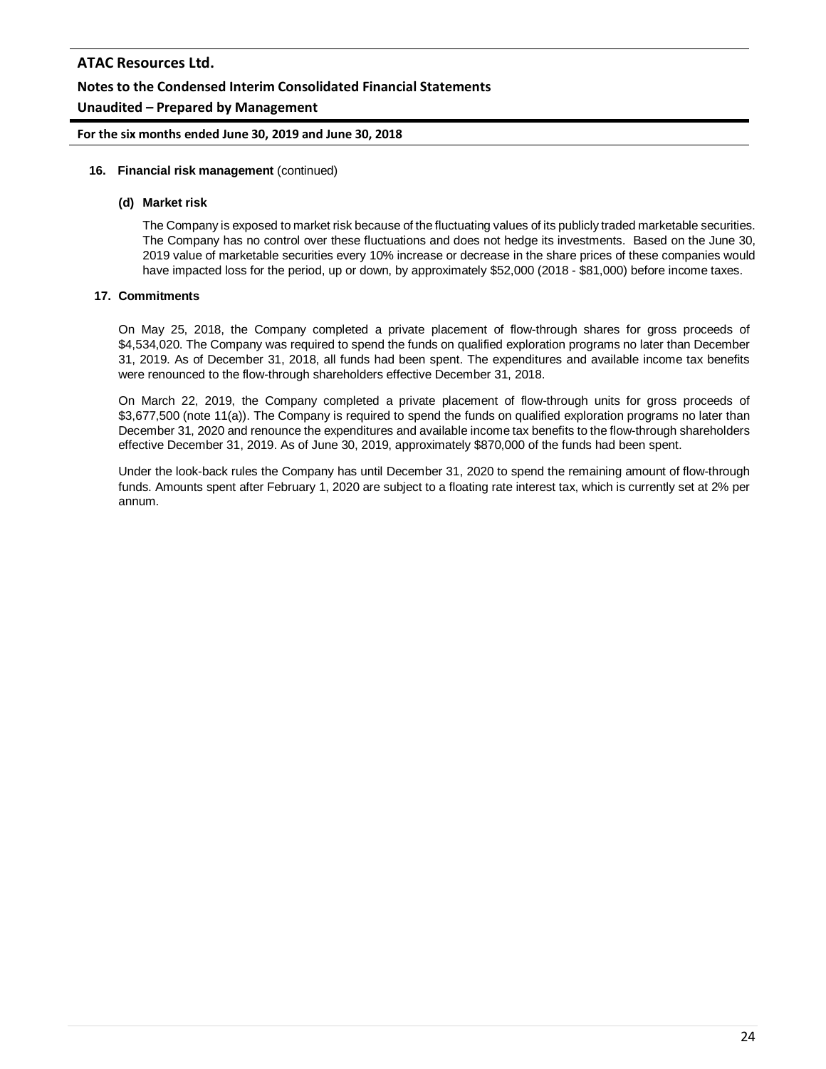### 16. Financial risk management (continued)

#### (d) Market risk

The Company is exposed to market risk because of the fluctuating values of its publicly traded marketable securities. The Company has no control over these fluctuations and does not hedge its investments. Based on the June 30, 2019 value of marketable securities every 10% increase or decrease in the share prices of these companies would have impacted loss for the period, up or down, by approximately $52,000 (2018 - $81,000) before income taxes.

### 17. Commitments

On May 25, 2018, the Company completed a private placement of flow-through shares for gross proceeds of $4,534,020. The Company was required to spend the funds on qualified exploration programs no later than December 31, 2019. As of December 31, 2018, all funds had been spent. The expenditures and available income tax benefits were renounced to the flow-through shareholders effective December 31, 2018.

On March 22, 2019, the Company completed a private placement of flow-through units for gross proceeds of $3,677,500 (note 11(a)). The Company is required to spend the funds on qualified exploration programs no later than December 31, 2020 and renounce the expenditures and available income tax benefits to the flow-through shareholders effective December 31, 2019. As of June 30, 2019, approximately $870,000 of the funds had been spent.

Under the look-back rules the Company has until December 31, 2020 to spend the remaining amount of flow-through funds. Amounts spent after February 1, 2020 are subject to a floating rate interest tax, which is currently set at 2% per annum.